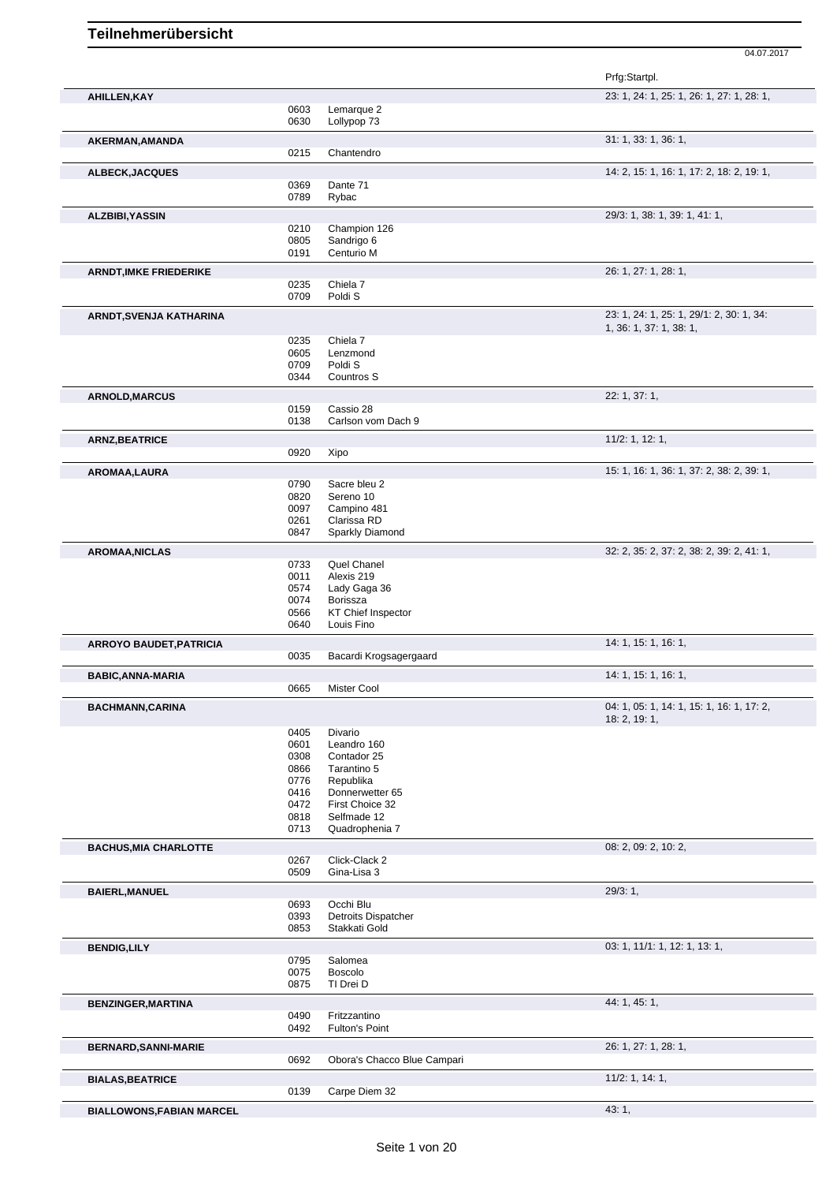# Teilnehmerübersicht

04.07.2017

| Name | Nr. | Pferd | Prfg:Startpl. |
|---|---|---|---|
| **AHILLEN,KAY** | | | 23: 1, 24: 1, 25: 1, 26: 1, 27: 1, 28: 1, |
| | 0603 | Lemarque 2 | |
| | 0630 | Lollypop 73 | |
| **AKERMAN,AMANDA** | | | 31: 1, 33: 1, 36: 1, |
| | 0215 | Chantendro | |
| **ALBECK,JACQUES** | | | 14: 2, 15: 1, 16: 1, 17: 2, 18: 2, 19: 1, |
| | 0369 | Dante 71 | |
| | 0789 | Rybac | |
| **ALZBIBI,YASSIN** | | | 29/3: 1, 38: 1, 39: 1, 41: 1, |
| | 0210 | Champion 126 | |
| | 0805 | Sandrigo 6 | |
| | 0191 | Centurio M | |
| **ARNDT,IMKE FRIEDERIKE** | | | 26: 1, 27: 1, 28: 1, |
| | 0235 | Chiela 7 | |
| | 0709 | Poldi S | |
| **ARNDT,SVENJA KATHARINA** | | | 23: 1, 24: 1, 25: 1, 29/1: 2, 30: 1, 34: 1, 36: 1, 37: 1, 38: 1, |
| | 0235 | Chiela 7 | |
| | 0605 | Lenzmond | |
| | 0709 | Poldi S | |
| | 0344 | Countros S | |
| **ARNOLD,MARCUS** | | | 22: 1, 37: 1, |
| | 0159 | Cassio 28 | |
| | 0138 | Carlson vom Dach 9 | |
| **ARNZ,BEATRICE** | | | 11/2: 1, 12: 1, |
| | 0920 | Xipo | |
| **AROMAA,LAURA** | | | 15: 1, 16: 1, 36: 1, 37: 2, 38: 2, 39: 1, |
| | 0790 | Sacre bleu 2 | |
| | 0820 | Sereno 10 | |
| | 0097 | Campino 481 | |
| | 0261 | Clarissa RD | |
| | 0847 | Sparkly Diamond | |
| **AROMAA,NICLAS** | | | 32: 2, 35: 2, 37: 2, 38: 2, 39: 2, 41: 1, |
| | 0733 | Quel Chanel | |
| | 0011 | Alexis 219 | |
| | 0574 | Lady Gaga 36 | |
| | 0074 | Borissza | |
| | 0566 | KT Chief Inspector | |
| | 0640 | Louis Fino | |
| **ARROYO BAUDET,PATRICIA** | | | 14: 1, 15: 1, 16: 1, |
| | 0035 | Bacardi Krogsagergaard | |
| **BABIC,ANNA-MARIA** | | | 14: 1, 15: 1, 16: 1, |
| | 0665 | Mister Cool | |
| **BACHMANN,CARINA** | | | 04: 1, 05: 1, 14: 1, 15: 1, 16: 1, 17: 2, 18: 2, 19: 1, |
| | 0405 | Divario | |
| | 0601 | Leandro 160 | |
| | 0308 | Contador 25 | |
| | 0866 | Tarantino 5 | |
| | 0776 | Republika | |
| | 0416 | Donnerwetter 65 | |
| | 0472 | First Choice 32 | |
| | 0818 | Selfmade 12 | |
| | 0713 | Quadrophenia 7 | |
| **BACHUS,MIA CHARLOTTE** | | | 08: 2, 09: 2, 10: 2, |
| | 0267 | Click-Clack 2 | |
| | 0509 | Gina-Lisa 3 | |
| **BAIERL,MANUEL** | | | 29/3: 1, |
| | 0693 | Occhi Blu | |
| | 0393 | Detroits Dispatcher | |
| | 0853 | Stakkati Gold | |
| **BENDIG,LILY** | | | 03: 1, 11/1: 1, 12: 1, 13: 1, |
| | 0795 | Salomea | |
| | 0075 | Boscolo | |
| | 0875 | TI Drei D | |
| **BENZINGER,MARTINA** | | | 44: 1, 45: 1, |
| | 0490 | Fritzzantino | |
| | 0492 | Fulton's Point | |
| **BERNARD,SANNI-MARIE** | | | 26: 1, 27: 1, 28: 1, |
| | 0692 | Obora's Chacco Blue Campari | |
| **BIALAS,BEATRICE** | | | 11/2: 1, 14: 1, |
| | 0139 | Carpe Diem 32 | |
| **BIALLOWONS,FABIAN MARCEL** | | | 43: 1, |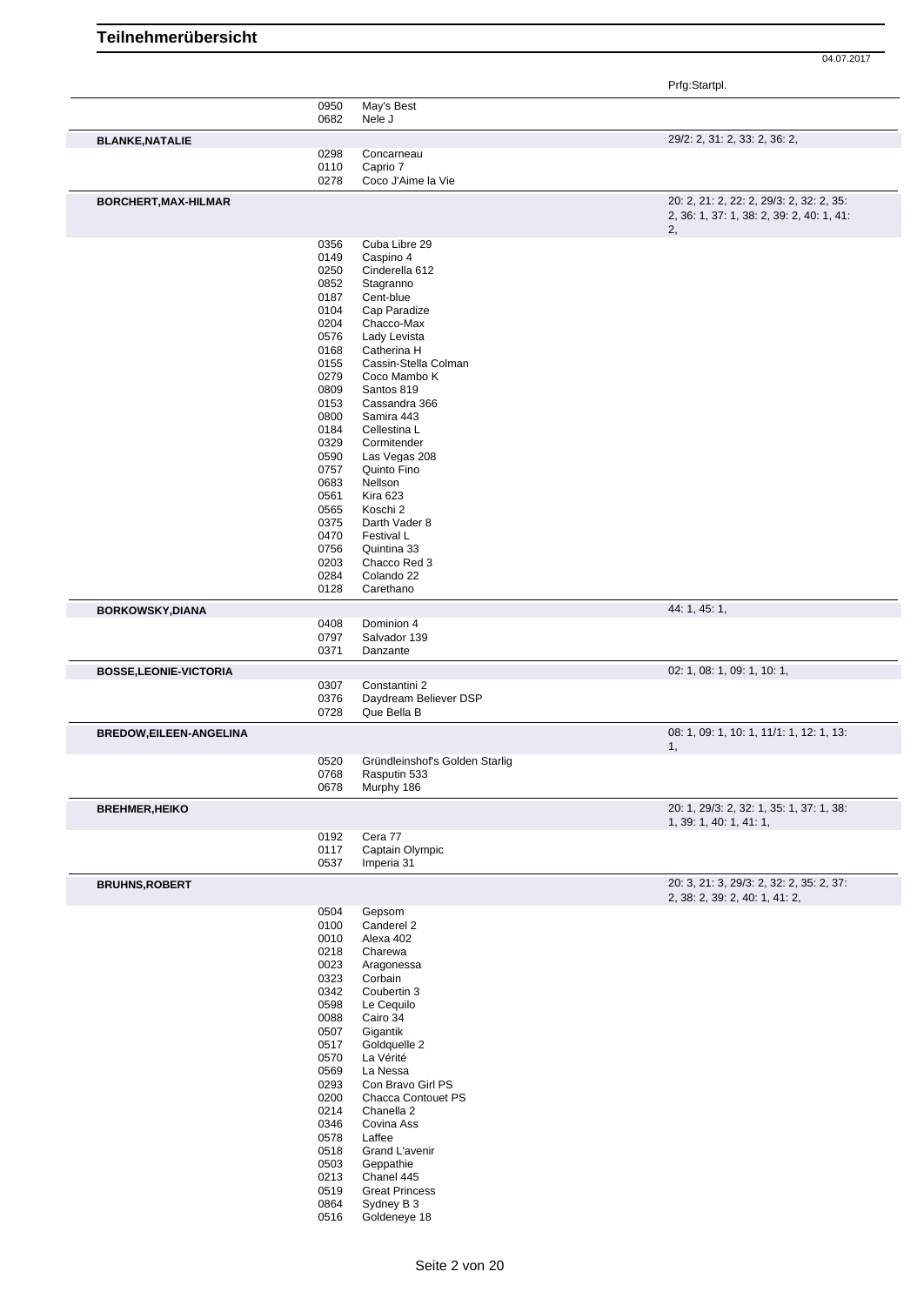# Teilnehmerübersicht

04.07.2017

| Reiter | Nr. | Pferd | Prfg:Startpl. |
|---|---|---|---|
| | 0950 | May's Best | |
| | 0682 | Nele J | |
| **BLANKE,NATALIE** | | | 29/2: 2, 31: 2, 33: 2, 36: 2, |
| | 0298 | Concarneau | |
| | 0110 | Caprio 7 | |
| | 0278 | Coco J'Aime la Vie | |
| **BORCHERT,MAX-HILMAR** | | | 20: 2, 21: 2, 22: 2, 29/3: 2, 32: 2, 35: 2, 36: 1, 37: 1, 38: 2, 39: 2, 40: 1, 41: 2, |
| | 0356 | Cuba Libre 29 | |
| | 0149 | Caspino 4 | |
| | 0250 | Cinderella 612 | |
| | 0852 | Stagranno | |
| | 0187 | Cent-blue | |
| | 0104 | Cap Paradize | |
| | 0204 | Chacco-Max | |
| | 0576 | Lady Levista | |
| | 0168 | Catherina H | |
| | 0155 | Cassin-Stella Colman | |
| | 0279 | Coco Mambo K | |
| | 0809 | Santos 819 | |
| | 0153 | Cassandra 366 | |
| | 0800 | Samira 443 | |
| | 0184 | Cellestina L | |
| | 0329 | Cormitender | |
| | 0590 | Las Vegas 208 | |
| | 0757 | Quinto Fino | |
| | 0683 | Nellson | |
| | 0561 | Kira 623 | |
| | 0565 | Koschi 2 | |
| | 0375 | Darth Vader 8 | |
| | 0470 | Festival L | |
| | 0756 | Quintina 33 | |
| | 0203 | Chacco Red 3 | |
| | 0284 | Colando 22 | |
| | 0128 | Carethano | |
| **BORKOWSKY,DIANA** | | | 44: 1, 45: 1, |
| | 0408 | Dominion 4 | |
| | 0797 | Salvador 139 | |
| | 0371 | Danzante | |
| **BOSSE,LEONIE-VICTORIA** | | | 02: 1, 08: 1, 09: 1, 10: 1, |
| | 0307 | Constantini 2 | |
| | 0376 | Daydream Believer DSP | |
| | 0728 | Que Bella B | |
| **BREDOW,EILEEN-ANGELINA** | | | 08: 1, 09: 1, 10: 1, 11/1: 1, 12: 1, 13: 1, |
| | 0520 | Gründleinshof's Golden Starlig | |
| | 0768 | Rasputin 533 | |
| | 0678 | Murphy 186 | |
| **BREHMER,HEIKO** | | | 20: 1, 29/3: 2, 32: 1, 35: 1, 37: 1, 38: 1, 39: 1, 40: 1, 41: 1, |
| | 0192 | Cera 77 | |
| | 0117 | Captain Olympic | |
| | 0537 | Imperia 31 | |
| **BRUHNS,ROBERT** | | | 20: 3, 21: 3, 29/3: 2, 32: 2, 35: 2, 37: 2, 38: 2, 39: 2, 40: 1, 41: 2, |
| | 0504 | Gepsom | |
| | 0100 | Canderel 2 | |
| | 0010 | Alexa 402 | |
| | 0218 | Charewa | |
| | 0023 | Aragonessa | |
| | 0323 | Corbain | |
| | 0342 | Coubertin 3 | |
| | 0598 | Le Cequilo | |
| | 0088 | Cairo 34 | |
| | 0507 | Gigantik | |
| | 0517 | Goldquelle 2 | |
| | 0570 | La Vérité | |
| | 0569 | La Nessa | |
| | 0293 | Con Bravo Girl PS | |
| | 0200 | Chacca Contouet PS | |
| | 0214 | Chanella 2 | |
| | 0346 | Covina Ass | |
| | 0578 | Laffee | |
| | 0518 | Grand L'avenir | |
| | 0503 | Geppathie | |
| | 0213 | Chanel 445 | |
| | 0519 | Great Princess | |
| | 0864 | Sydney B 3 | |
| | 0516 | Goldeneye 18 | |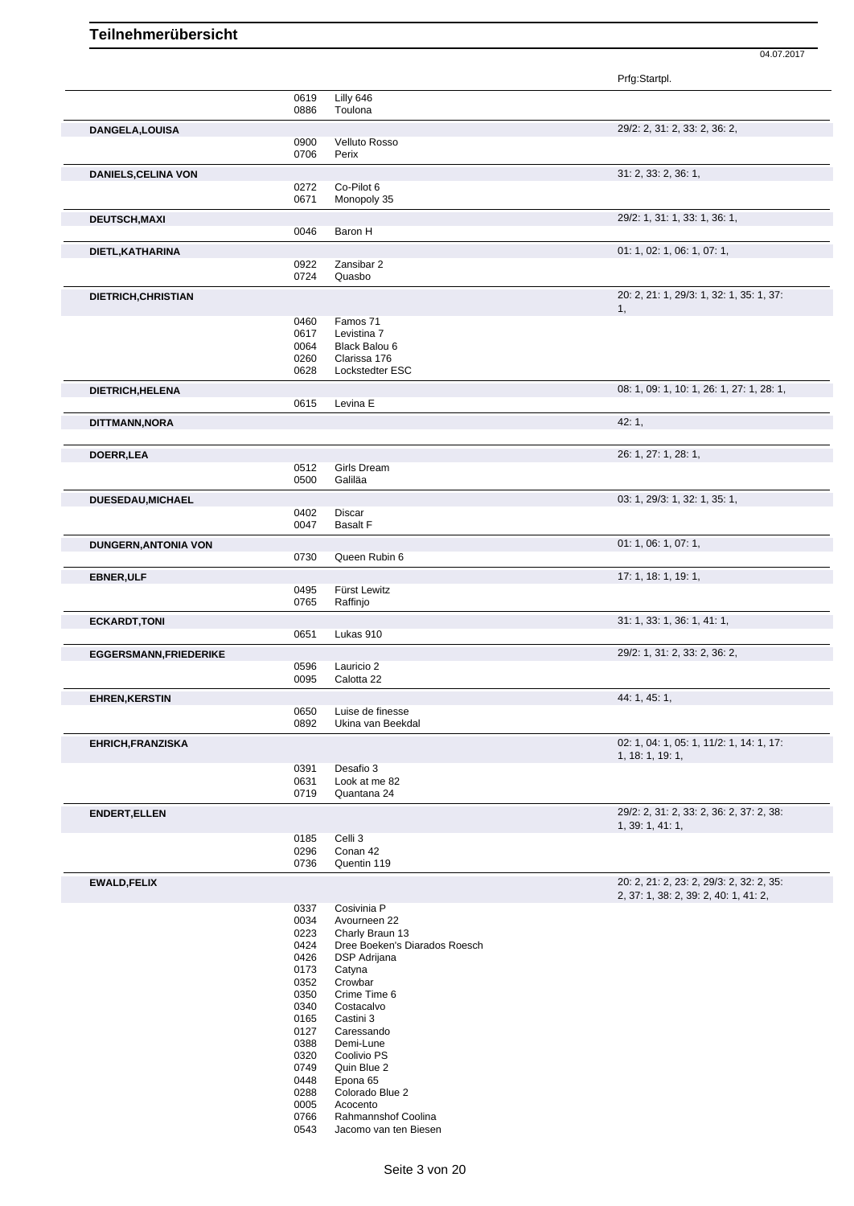# Teilnehmerübersicht

04.07.2017

| Name | Nr. | Pferd | Prfg:Startpl. |
|---|---|---|---|
| | 0619 | Lilly 646 | |
| | 0886 | Toulona | |
| **DANGELA,LOUISA** | | | 29/2: 2, 31: 2, 33: 2, 36: 2, |
| | 0900 | Velluto Rosso | |
| | 0706 | Perix | |
| **DANIELS,CELINA VON** | | | 31: 2, 33: 2, 36: 1, |
| | 0272 | Co-Pilot 6 | |
| | 0671 | Monopoly 35 | |
| **DEUTSCH,MAXI** | | | 29/2: 1, 31: 1, 33: 1, 36: 1, |
| | 0046 | Baron H | |
| **DIETL,KATHARINA** | | | 01: 1, 02: 1, 06: 1, 07: 1, |
| | 0922 | Zansibar 2 | |
| | 0724 | Quasbo | |
| **DIETRICH,CHRISTIAN** | | | 20: 2, 21: 1, 29/3: 1, 32: 1, 35: 1, 37: 1, |
| | 0460 | Famos 71 | |
| | 0617 | Levistina 7 | |
| | 0064 | Black Balou 6 | |
| | 0260 | Clarissa 176 | |
| | 0628 | Lockstedter ESC | |
| **DIETRICH,HELENA** | | | 08: 1, 09: 1, 10: 1, 26: 1, 27: 1, 28: 1, |
| | 0615 | Levina E | |
| **DITTMANN,NORA** | | | 42: 1, |
| **DOERR,LEA** | | | 26: 1, 27: 1, 28: 1, |
| | 0512 | Girls Dream | |
| | 0500 | Galiläa | |
| **DUESEDAU,MICHAEL** | | | 03: 1, 29/3: 1, 32: 1, 35: 1, |
| | 0402 | Discar | |
| | 0047 | Basalt F | |
| **DUNGERN,ANTONIA VON** | | | 01: 1, 06: 1, 07: 1, |
| | 0730 | Queen Rubin 6 | |
| **EBNER,ULF** | | | 17: 1, 18: 1, 19: 1, |
| | 0495 | Fürst Lewitz | |
| | 0765 | Raffinjo | |
| **ECKARDT,TONI** | | | 31: 1, 33: 1, 36: 1, 41: 1, |
| | 0651 | Lukas 910 | |
| **EGGERSMANN,FRIEDERIKE** | | | 29/2: 1, 31: 2, 33: 2, 36: 2, |
| | 0596 | Lauricio 2 | |
| | 0095 | Calotta 22 | |
| **EHREN,KERSTIN** | | | 44: 1, 45: 1, |
| | 0650 | Luise de finesse | |
| | 0892 | Ukina van Beekdal | |
| **EHRICH,FRANZISKA** | | | 02: 1, 04: 1, 05: 1, 11/2: 1, 14: 1, 17: 1, 18: 1, 19: 1, |
| | 0391 | Desafio 3 | |
| | 0631 | Look at me 82 | |
| | 0719 | Quantana 24 | |
| **ENDERT,ELLEN** | | | 29/2: 2, 31: 2, 33: 2, 36: 2, 37: 2, 38: 1, 39: 1, 41: 1, |
| | 0185 | Celli 3 | |
| | 0296 | Conan 42 | |
| | 0736 | Quentin 119 | |
| **EWALD,FELIX** | | | 20: 2, 21: 2, 23: 2, 29/3: 2, 32: 2, 35: 2, 37: 1, 38: 2, 39: 2, 40: 1, 41: 2, |
| | 0337 | Cosivinia P | |
| | 0034 | Avourneen 22 | |
| | 0223 | Charly Braun 13 | |
| | 0424 | Dree Boeken's Diarados Roesch | |
| | 0426 | DSP Adrijana | |
| | 0173 | Catyna | |
| | 0352 | Crowbar | |
| | 0350 | Crime Time 6 | |
| | 0340 | Costacalvo | |
| | 0165 | Castini 3 | |
| | 0127 | Caressando | |
| | 0388 | Demi-Lune | |
| | 0320 | Coolivio PS | |
| | 0749 | Quin Blue 2 | |
| | 0448 | Epona 65 | |
| | 0288 | Colorado Blue 2 | |
| | 0005 | Acocento | |
| | 0766 | Rahmannshof Coolina | |
| | 0543 | Jacomo van ten Biesen | |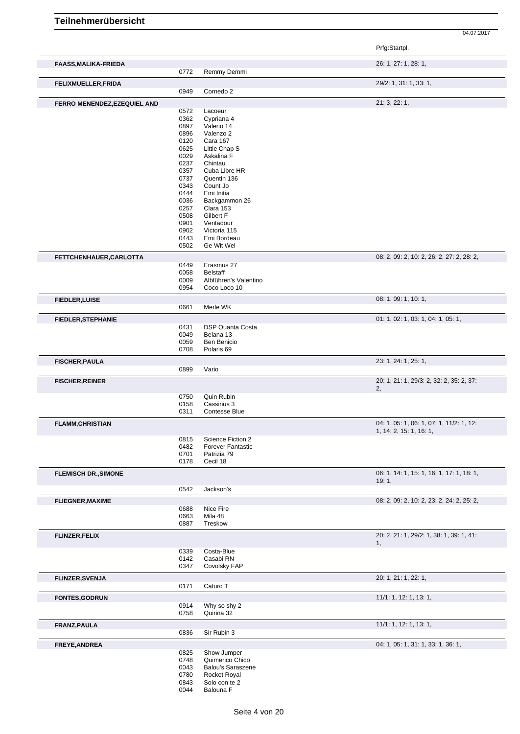# Teilnehmerübersicht

04.07.2017

| Name | Nr. | Pferd | Prfg:Startpl. |
|---|---|---|---|
| **FAASS,MALIKA-FRIEDA** | | | 26: 1, 27: 1, 28: 1, |
| | 0772 | Remmy Demmi | |
| **FELIXMUELLER,FRIDA** | | | 29/2: 1, 31: 1, 33: 1, |
| | 0949 | Cornedo 2 | |
| **FERRO MENENDEZ,EZEQUIEL AND** | | | 21: 3, 22: 1, |
| | 0572 | Lacoeur | |
| | 0362 | Cypriana 4 | |
| | 0897 | Valerio 14 | |
| | 0896 | Valenzo 2 | |
| | 0120 | Cara 167 | |
| | 0625 | Little Chap S | |
| | 0029 | Askalina F | |
| | 0237 | Chintau | |
| | 0357 | Cuba Libre HR | |
| | 0737 | Quentin 136 | |
| | 0343 | Count Jo | |
| | 0444 | Emi Initia | |
| | 0036 | Backgammon 26 | |
| | 0257 | Clara 153 | |
| | 0508 | Gilbert F | |
| | 0901 | Ventadour | |
| | 0902 | Victoria 115 | |
| | 0443 | Emi Bordeau | |
| | 0502 | Ge Wit Wel | |
| **FETTCHENHAUER,CARLOTTA** | | | 08: 2, 09: 2, 10: 2, 26: 2, 27: 2, 28: 2, |
| | 0449 | Erasmus 27 | |
| | 0058 | Belstaff | |
| | 0009 | Albführen's Valentino | |
| | 0954 | Coco Loco 10 | |
| **FIEDLER,LUISE** | | | 08: 1, 09: 1, 10: 1, |
| | 0661 | Merle WK | |
| **FIEDLER,STEPHANIE** | | | 01: 1, 02: 1, 03: 1, 04: 1, 05: 1, |
| | 0431 | DSP Quanta Costa | |
| | 0049 | Belana 13 | |
| | 0059 | Ben Benicio | |
| | 0708 | Polaris 69 | |
| **FISCHER,PAULA** | | | 23: 1, 24: 1, 25: 1, |
| | 0899 | Vario | |
| **FISCHER,REINER** | | | 20: 1, 21: 1, 29/3: 2, 32: 2, 35: 2, 37: 2, |
| | 0750 | Quin Rubin | |
| | 0158 | Cassinus 3 | |
| | 0311 | Contesse Blue | |
| **FLAMM,CHRISTIAN** | | | 04: 1, 05: 1, 06: 1, 07: 1, 11/2: 1, 12: 1, 14: 2, 15: 1, 16: 1, |
| | 0815 | Science Fiction 2 | |
| | 0482 | Forever Fantastic | |
| | 0701 | Patrizia 79 | |
| | 0178 | Cecil 18 | |
| **FLEMISCH DR.,SIMONE** | | | 06: 1, 14: 1, 15: 1, 16: 1, 17: 1, 18: 1, 19: 1, |
| | 0542 | Jackson's | |
| **FLIEGNER,MAXIME** | | | 08: 2, 09: 2, 10: 2, 23: 2, 24: 2, 25: 2, |
| | 0688 | Nice Fire | |
| | 0663 | Mila 48 | |
| | 0887 | Treskow | |
| **FLINZER,FELIX** | | | 20: 2, 21: 1, 29/2: 1, 38: 1, 39: 1, 41: 1, |
| | 0339 | Costa-Blue | |
| | 0142 | Casabi RN | |
| | 0347 | Covolsky FAP | |
| **FLINZER,SVENJA** | | | 20: 1, 21: 1, 22: 1, |
| | 0171 | Caturo T | |
| **FONTES,GODRUN** | | | 11/1: 1, 12: 1, 13: 1, |
| | 0914 | Why so shy 2 | |
| | 0758 | Quirina 32 | |
| **FRANZ,PAULA** | | | 11/1: 1, 12: 1, 13: 1, |
| | 0836 | Sir Rubin 3 | |
| **FREYE,ANDREA** | | | 04: 1, 05: 1, 31: 1, 33: 1, 36: 1, |
| | 0825 | Show Jumper | |
| | 0748 | Quimerico Chico | |
| | 0043 | Balou's Saraszene | |
| | 0780 | Rocket Royal | |
| | 0843 | Solo con te 2 | |
| | 0044 | Balouna F | |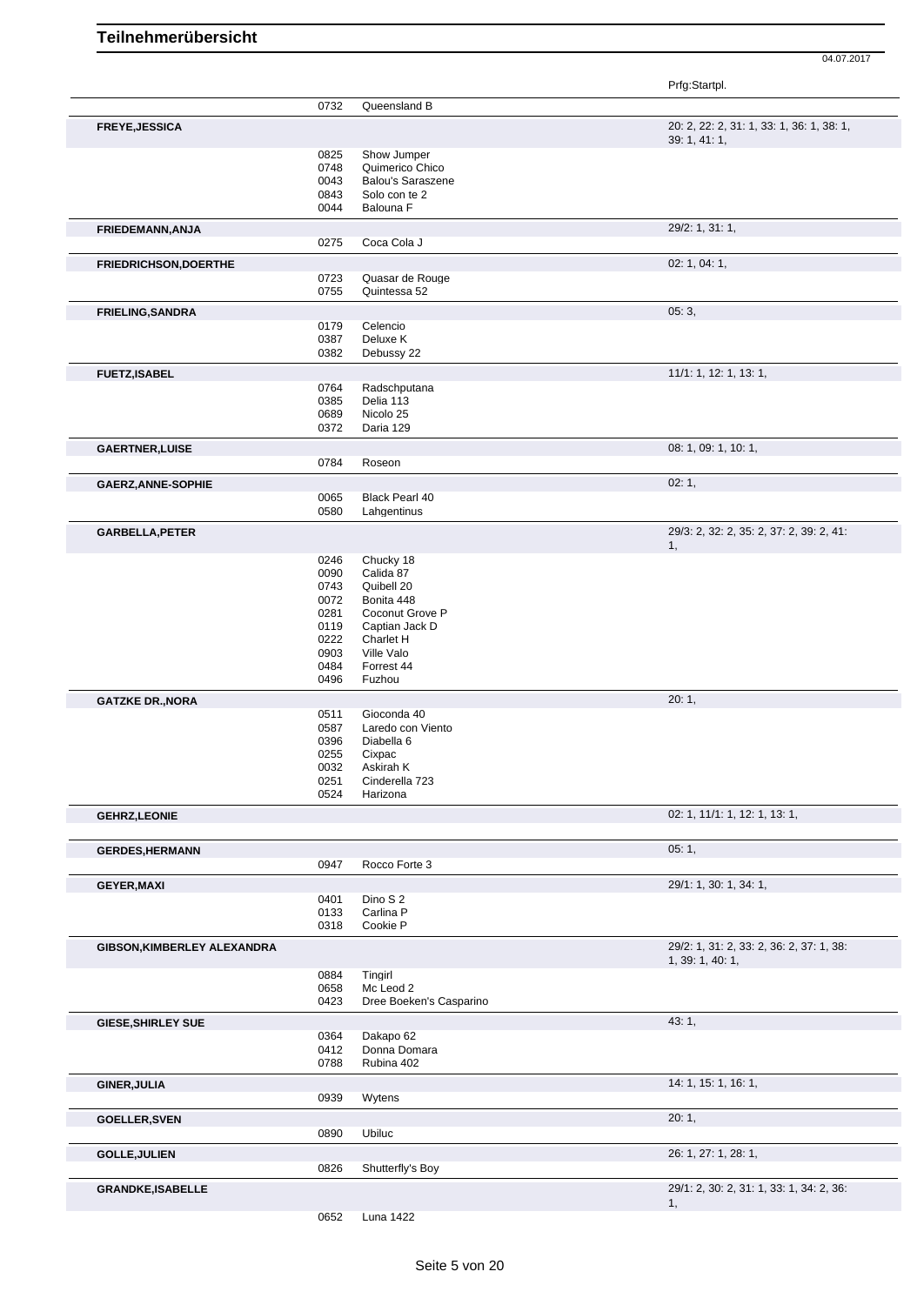# Teilnehmerübersicht

04.07.2017

| Name | Nr. | Pferd | Prfg:Startpl. |
|---|---|---|---|
| | 0732 | Queensland B | |
| **FREYE,JESSICA** | | | 20: 2, 22: 2, 31: 1, 33: 1, 36: 1, 38: 1, 39: 1, 41: 1, |
| | 0825 | Show Jumper | |
| | 0748 | Quimerico Chico | |
| | 0043 | Balou's Saraszene | |
| | 0843 | Solo con te 2 | |
| | 0044 | Balouna F | |
| **FRIEDEMANN,ANJA** | | | 29/2: 1, 31: 1, |
| | 0275 | Coca Cola J | |
| **FRIEDRICHSON,DOERTHE** | | | 02: 1, 04: 1, |
| | 0723 | Quasar de Rouge | |
| | 0755 | Quintessa 52 | |
| **FRIELING,SANDRA** | | | 05: 3, |
| | 0179 | Celencio | |
| | 0387 | Deluxe K | |
| | 0382 | Debussy 22 | |
| **FUETZ,ISABEL** | | | 11/1: 1, 12: 1, 13: 1, |
| | 0764 | Radschputana | |
| | 0385 | Delia 113 | |
| | 0689 | Nicolo 25 | |
| | 0372 | Daria 129 | |
| **GAERTNER,LUISE** | | | 08: 1, 09: 1, 10: 1, |
| | 0784 | Roseon | |
| **GAERZ,ANNE-SOPHIE** | | | 02: 1, |
| | 0065 | Black Pearl 40 | |
| | 0580 | Lahgentinus | |
| **GARBELLA,PETER** | | | 29/3: 2, 32: 2, 35: 2, 37: 2, 39: 2, 41: 1, |
| | 0246 | Chucky 18 | |
| | 0090 | Calida 87 | |
| | 0743 | Quibell 20 | |
| | 0072 | Bonita 448 | |
| | 0281 | Coconut Grove P | |
| | 0119 | Captian Jack D | |
| | 0222 | Charlet H | |
| | 0903 | Ville Valo | |
| | 0484 | Forrest 44 | |
| | 0496 | Fuzhou | |
| **GATZKE DR.,NORA** | | | 20: 1, |
| | 0511 | Gioconda 40 | |
| | 0587 | Laredo con Viento | |
| | 0396 | Diabella 6 | |
| | 0255 | Cixpac | |
| | 0032 | Askirah K | |
| | 0251 | Cinderella 723 | |
| | 0524 | Harizona | |
| **GEHRZ,LEONIE** | | | 02: 1, 11/1: 1, 12: 1, 13: 1, |
| **GERDES,HERMANN** | | | 05: 1, |
| | 0947 | Rocco Forte 3 | |
| **GEYER,MAXI** | | | 29/1: 1, 30: 1, 34: 1, |
| | 0401 | Dino S 2 | |
| | 0133 | Carlina P | |
| | 0318 | Cookie P | |
| **GIBSON,KIMBERLEY ALEXANDRA** | | | 29/2: 1, 31: 2, 33: 2, 36: 2, 37: 1, 38: 1, 39: 1, 40: 1, |
| | 0884 | Tingirl | |
| | 0658 | Mc Leod 2 | |
| | 0423 | Dree Boeken's Casparino | |
| **GIESE,SHIRLEY SUE** | | | 43: 1, |
| | 0364 | Dakapo 62 | |
| | 0412 | Donna Domara | |
| | 0788 | Rubina 402 | |
| **GINER,JULIA** | | | 14: 1, 15: 1, 16: 1, |
| | 0939 | Wytens | |
| **GOELLER,SVEN** | | | 20: 1, |
| | 0890 | Ubiluc | |
| **GOLLE,JULIEN** | | | 26: 1, 27: 1, 28: 1, |
| | 0826 | Shutterfly's Boy | |
| **GRANDKE,ISABELLE** | | | 29/1: 2, 30: 2, 31: 1, 33: 1, 34: 2, 36: 1, |
| | 0652 | Luna 1422 | |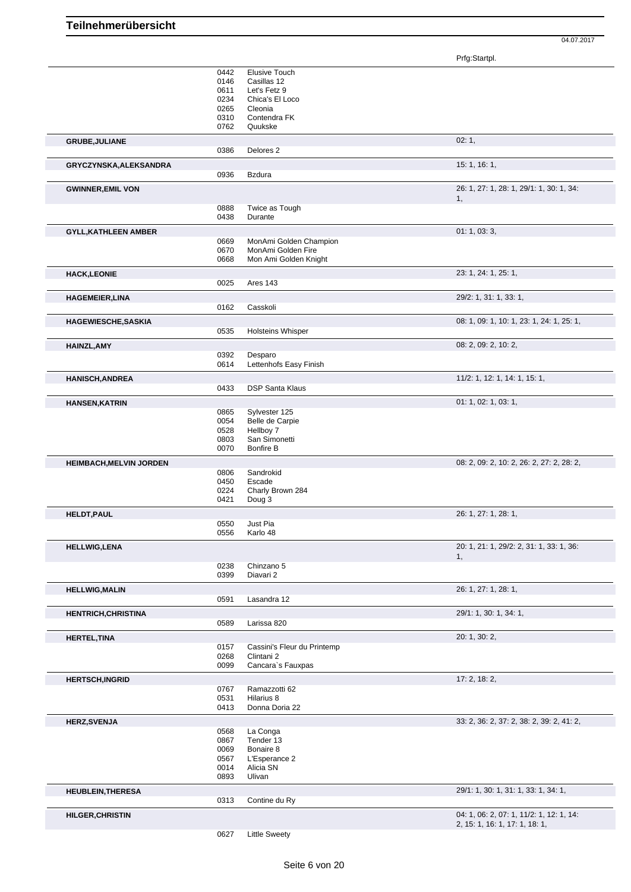# Teilnehmerübersicht

04.07.2017

| | Nr. | Pferd | Prfg:Startpl. |
|---|---|---|---|
| | 0442 | Elusive Touch | |
| | 0146 | Casillas 12 | |
| | 0611 | Let's Fetz 9 | |
| | 0234 | Chica's El Loco | |
| | 0265 | Cleonia | |
| | 0310 | Contendra FK | |
| | 0762 | Quukske | |
| **GRUBE,JULIANE** | | | 02: 1, |
| | 0386 | Delores 2 | |
| **GRYCZYNSKA,ALEKSANDRA** | | | 15: 1, 16: 1, |
| | 0936 | Bzdura | |
| **GWINNER,EMIL VON** | | | 26: 1, 27: 1, 28: 1, 29/1: 1, 30: 1, 34: 1, |
| | 0888 | Twice as Tough | |
| | 0438 | Durante | |
| **GYLL,KATHLEEN AMBER** | | | 01: 1, 03: 3, |
| | 0669 | MonAmi Golden Champion | |
| | 0670 | MonAmi Golden Fire | |
| | 0668 | Mon Ami Golden Knight | |
| **HACK,LEONIE** | | | 23: 1, 24: 1, 25: 1, |
| | 0025 | Ares 143 | |
| **HAGEMEIER,LINA** | | | 29/2: 1, 31: 1, 33: 1, |
| | 0162 | Casskoli | |
| **HAGEWIESCHE,SASKIA** | | | 08: 1, 09: 1, 10: 1, 23: 1, 24: 1, 25: 1, |
| | 0535 | Holsteins Whisper | |
| **HAINZL,AMY** | | | 08: 2, 09: 2, 10: 2, |
| | 0392 | Desparo | |
| | 0614 | Lettenhofs Easy Finish | |
| **HANISCH,ANDREA** | | | 11/2: 1, 12: 1, 14: 1, 15: 1, |
| | 0433 | DSP Santa Klaus | |
| **HANSEN,KATRIN** | | | 01: 1, 02: 1, 03: 1, |
| | 0865 | Sylvester 125 | |
| | 0054 | Belle de Carpie | |
| | 0528 | Hellboy 7 | |
| | 0803 | San Simonetti | |
| | 0070 | Bonfire B | |
| **HEIMBACH,MELVIN JORDEN** | | | 08: 2, 09: 2, 10: 2, 26: 2, 27: 2, 28: 2, |
| | 0806 | Sandrokid | |
| | 0450 | Escade | |
| | 0224 | Charly Brown 284 | |
| | 0421 | Doug 3 | |
| **HELDT,PAUL** | | | 26: 1, 27: 1, 28: 1, |
| | 0550 | Just Pia | |
| | 0556 | Karlo 48 | |
| **HELLWIG,LENA** | | | 20: 1, 21: 1, 29/2: 2, 31: 1, 33: 1, 36: 1, |
| | 0238 | Chinzano 5 | |
| | 0399 | Diavari 2 | |
| **HELLWIG,MALIN** | | | 26: 1, 27: 1, 28: 1, |
| | 0591 | Lasandra 12 | |
| **HENTRICH,CHRISTINA** | | | 29/1: 1, 30: 1, 34: 1, |
| | 0589 | Larissa 820 | |
| **HERTEL,TINA** | | | 20: 1, 30: 2, |
| | 0157 | Cassini's Fleur du Printemp | |
| | 0268 | Clintani 2 | |
| | 0099 | Cancara`s Fauxpas | |
| **HERTSCH,INGRID** | | | 17: 2, 18: 2, |
| | 0767 | Ramazzotti 62 | |
| | 0531 | Hilarius 8 | |
| | 0413 | Donna Doria 22 | |
| **HERZ,SVENJA** | | | 33: 2, 36: 2, 37: 2, 38: 2, 39: 2, 41: 2, |
| | 0568 | La Conga | |
| | 0867 | Tender 13 | |
| | 0069 | Bonaire 8 | |
| | 0567 | L'Esperance 2 | |
| | 0014 | Alicia SN | |
| | 0893 | Ulivan | |
| **HEUBLEIN,THERESA** | | | 29/1: 1, 30: 1, 31: 1, 33: 1, 34: 1, |
| | 0313 | Contine du Ry | |
| **HILGER,CHRISTIN** | | | 04: 1, 06: 2, 07: 1, 11/2: 1, 12: 1, 14: 2, 15: 1, 16: 1, 17: 1, 18: 1, |
| | 0627 | Little Sweety | |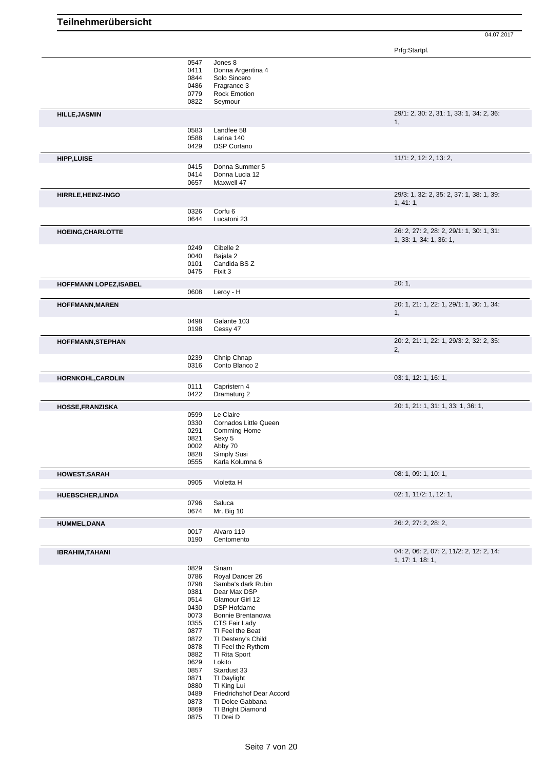# Teilnehmerübersicht

04.07.2017

| Name | Nr. | Pferd | Prfg:Startpl. |
|---|---|---|---|
| | 0547 | Jones 8 | |
| | 0411 | Donna Argentina 4 | |
| | 0844 | Solo Sincero | |
| | 0486 | Fragrance 3 | |
| | 0779 | Rock Emotion | |
| | 0822 | Seymour | |
| **HILLE,JASMIN** | | | 29/1: 2, 30: 2, 31: 1, 33: 1, 34: 2, 36: 1, |
| | 0583 | Landfee 58 | |
| | 0588 | Larina 140 | |
| | 0429 | DSP Cortano | |
| **HIPP,LUISE** | | | 11/1: 2, 12: 2, 13: 2, |
| | 0415 | Donna Summer 5 | |
| | 0414 | Donna Lucia 12 | |
| | 0657 | Maxwell 47 | |
| **HIRRLE,HEINZ-INGO** | | | 29/3: 1, 32: 2, 35: 2, 37: 1, 38: 1, 39: 1, 41: 1, |
| | 0326 | Corfu 6 | |
| | 0644 | Lucatoni 23 | |
| **HOEING,CHARLOTTE** | | | 26: 2, 27: 2, 28: 2, 29/1: 1, 30: 1, 31: 1, 33: 1, 34: 1, 36: 1, |
| | 0249 | Cibelle 2 | |
| | 0040 | Bajala 2 | |
| | 0101 | Candida BS Z | |
| | 0475 | Fixit 3 | |
| **HOFFMANN LOPEZ,ISABEL** | | | 20: 1, |
| | 0608 | Leroy - H | |
| **HOFFMANN,MAREN** | | | 20: 1, 21: 1, 22: 1, 29/1: 1, 30: 1, 34: 1, |
| | 0498 | Galante 103 | |
| | 0198 | Cessy 47 | |
| **HOFFMANN,STEPHAN** | | | 20: 2, 21: 1, 22: 1, 29/3: 2, 32: 2, 35: 2, |
| | 0239 | Chnip Chnap | |
| | 0316 | Conto Blanco 2 | |
| **HORNKOHL,CAROLIN** | | | 03: 1, 12: 1, 16: 1, |
| | 0111 | Capristern 4 | |
| | 0422 | Dramaturg 2 | |
| **HOSSE,FRANZISKA** | | | 20: 1, 21: 1, 31: 1, 33: 1, 36: 1, |
| | 0599 | Le Claire | |
| | 0330 | Cornados Little Queen | |
| | 0291 | Comming Home | |
| | 0821 | Sexy 5 | |
| | 0002 | Abby 70 | |
| | 0828 | Simply Susi | |
| | 0555 | Karla Kolumna 6 | |
| **HOWEST,SARAH** | | | 08: 1, 09: 1, 10: 1, |
| | 0905 | Violetta H | |
| **HUEBSCHER,LINDA** | | | 02: 1, 11/2: 1, 12: 1, |
| | 0796 | Saluca | |
| | 0674 | Mr. Big 10 | |
| **HUMMEL,DANA** | | | 26: 2, 27: 2, 28: 2, |
| | 0017 | Alvaro 119 | |
| | 0190 | Centomento | |
| **IBRAHIM,TAHANI** | | | 04: 2, 06: 2, 07: 2, 11/2: 2, 12: 2, 14: 1, 17: 1, 18: 1, |
| | 0829 | Sinam | |
| | 0786 | Royal Dancer 26 | |
| | 0798 | Samba's dark Rubin | |
| | 0381 | Dear Max DSP | |
| | 0514 | Glamour Girl 12 | |
| | 0430 | DSP Hofdame | |
| | 0073 | Bonnie Brentanowa | |
| | 0355 | CTS Fair Lady | |
| | 0877 | TI Feel the Beat | |
| | 0872 | TI Desteny's Child | |
| | 0878 | TI Feel the Rythem | |
| | 0882 | TI Rita Sport | |
| | 0629 | Lokito | |
| | 0857 | Stardust 33 | |
| | 0871 | TI Daylight | |
| | 0880 | TI King Lui | |
| | 0489 | Friedrichshof Dear Accord | |
| | 0873 | TI Dolce Gabbana | |
| | 0869 | TI Bright Diamond | |
| | 0875 | TI Drei D | |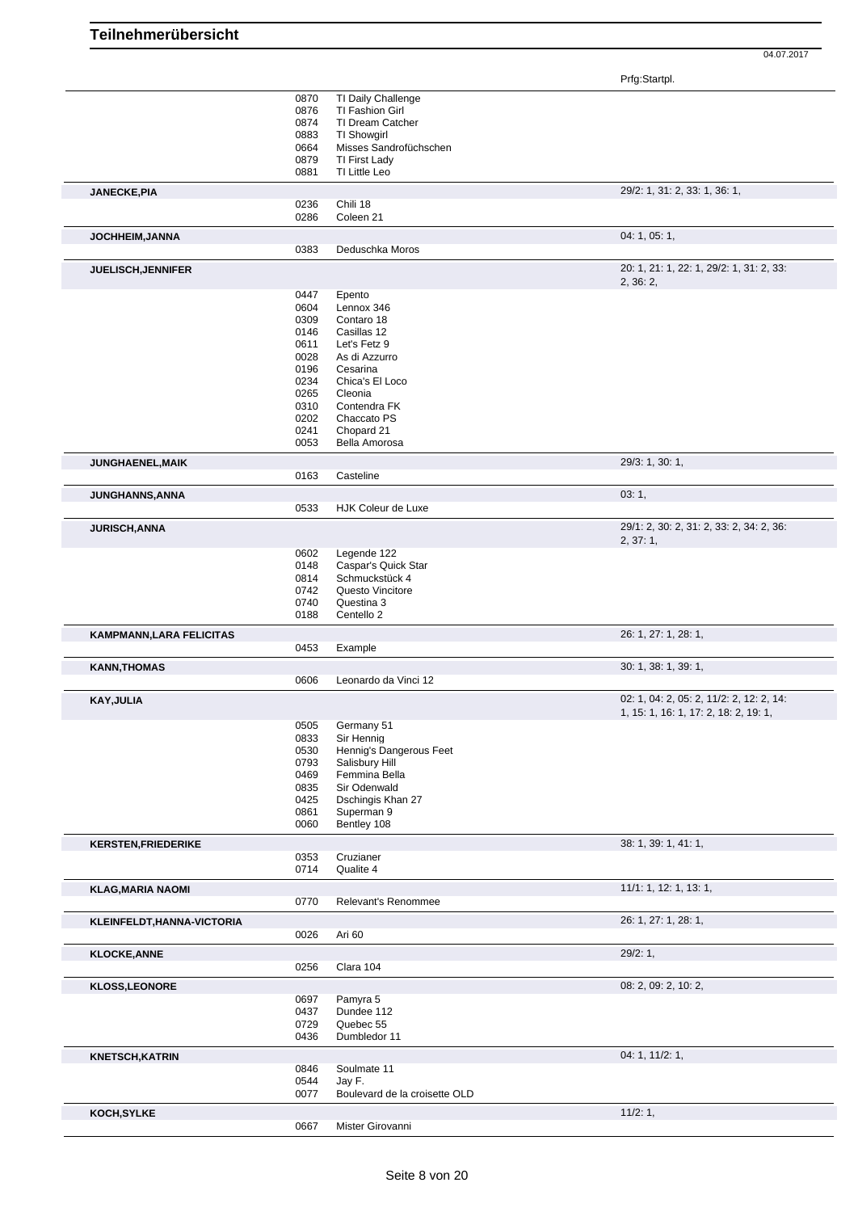# Teilnehmerübersicht

04.07.2017

| Name | Nr. | Pferd | Prfg:Startpl. |
|---|---|---|---|
| | 0870 | TI Daily Challenge | |
| | 0876 | TI Fashion Girl | |
| | 0874 | TI Dream Catcher | |
| | 0883 | TI Showgirl | |
| | 0664 | Misses Sandrofüchschen | |
| | 0879 | TI First Lady | |
| | 0881 | TI Little Leo | |
| **JANECKE,PIA** | | | 29/2: 1, 31: 2, 33: 1, 36: 1, |
| | 0236 | Chili 18 | |
| | 0286 | Coleen 21 | |
| **JOCHHEIM,JANNA** | | | 04: 1, 05: 1, |
| | 0383 | Deduschka Moros | |
| **JUELISCH,JENNIFER** | | | 20: 1, 21: 1, 22: 1, 29/2: 1, 31: 2, 33: 2, 36: 2, |
| | 0447 | Epento | |
| | 0604 | Lennox 346 | |
| | 0309 | Contaro 18 | |
| | 0146 | Casillas 12 | |
| | 0611 | Let's Fetz 9 | |
| | 0028 | As di Azzurro | |
| | 0196 | Cesarina | |
| | 0234 | Chica's El Loco | |
| | 0265 | Cleonia | |
| | 0310 | Contendra FK | |
| | 0202 | Chaccato PS | |
| | 0241 | Chopard 21 | |
| | 0053 | Bella Amorosa | |
| **JUNGHAENEL,MAIK** | | | 29/3: 1, 30: 1, |
| | 0163 | Casteline | |
| **JUNGHANNS,ANNA** | | | 03: 1, |
| | 0533 | HJK Coleur de Luxe | |
| **JURISCH,ANNA** | | | 29/1: 2, 30: 2, 31: 2, 33: 2, 34: 2, 36: 2, 37: 1, |
| | 0602 | Legende 122 | |
| | 0148 | Caspar's Quick Star | |
| | 0814 | Schmuckstück 4 | |
| | 0742 | Questo Vincitore | |
| | 0740 | Questina 3 | |
| | 0188 | Centello 2 | |
| **KAMPMANN,LARA FELICITAS** | | | 26: 1, 27: 1, 28: 1, |
| | 0453 | Example | |
| **KANN,THOMAS** | | | 30: 1, 38: 1, 39: 1, |
| | 0606 | Leonardo da Vinci 12 | |
| **KAY,JULIA** | | | 02: 1, 04: 2, 05: 1, 11/2: 2, 12: 2, 14: 1, 15: 1, 16: 1, 17: 2, 18: 2, 19: 1, |
| | 0505 | Germany 51 | |
| | 0833 | Sir Hennig | |
| | 0530 | Hennig's Dangerous Feet | |
| | 0793 | Salisbury Hill | |
| | 0469 | Femmina Bella | |
| | 0835 | Sir Odenwald | |
| | 0425 | Dschingis Khan 27 | |
| | 0861 | Superman 9 | |
| | 0060 | Bentley 108 | |
| **KERSTEN,FRIEDERIKE** | | | 38: 1, 39: 1, 41: 1, |
| | 0353 | Cruzianer | |
| | 0714 | Qualite 4 | |
| **KLAG,MARIA NAOMI** | | | 11/1: 1, 12: 1, 13: 1, |
| | 0770 | Relevant's Renommee | |
| **KLEINFELDT,HANNA-VICTORIA** | | | 26: 1, 27: 1, 28: 1, |
| | 0026 | Ari 60 | |
| **KLOCKE,ANNE** | | | 29/2: 1, |
| | 0256 | Clara 104 | |
| **KLOSS,LEONORE** | | | 08: 2, 09: 2, 10: 2, |
| | 0697 | Pamyra 5 | |
| | 0437 | Dundee 112 | |
| | 0729 | Quebec 55 | |
| | 0436 | Dumbledor 11 | |
| **KNETSCH,KATRIN** | | | 04: 1, 11/2: 1, |
| | 0846 | Soulmate 11 | |
| | 0544 | Jay F. | |
| | 0077 | Boulevard de la croisette OLD | |
| **KOCH,SYLKE** | | | 11/2: 1, |
| | 0667 | Mister Girovanni | |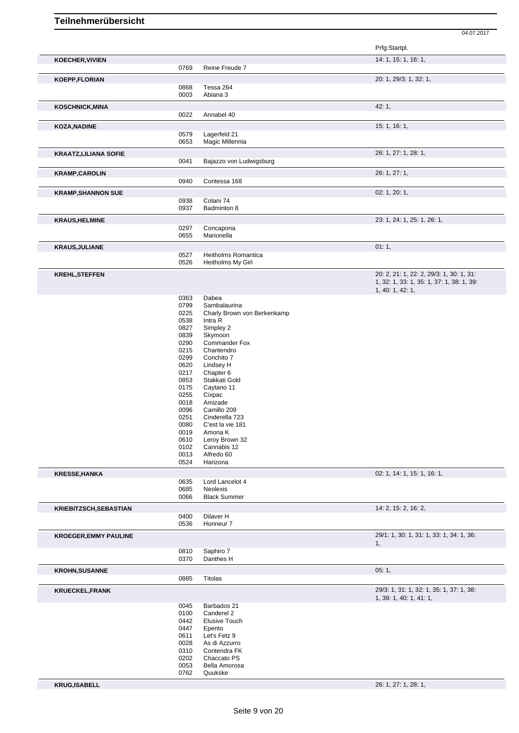# Teilnehmerübersicht

04.07.2017

| Name | Nr. | Pferd | Prfg:Startpl. |
|---|---|---|---|
| **KOECHER,VIVIEN** | | | 14: 1, 15: 1, 16: 1, |
| | 0769 | Reine Freude 7 | |
| **KOEPP,FLORIAN** | | | 20: 1, 29/3: 1, 32: 1, |
| | 0868 | Tessa 264 | |
| | 0003 | Abiana 3 | |
| **KOSCHNICK,MINA** | | | 42: 1, |
| | 0022 | Annabel 40 | |
| **KOZA,NADINE** | | | 15: 1, 16: 1, |
| | 0579 | Lagerfeld 21 | |
| | 0653 | Magic Millennia | |
| **KRAATZ,LILIANA SOFIE** | | | 26: 1, 27: 1, 28: 1, |
| | 0041 | Bajazzo von Ludwigsburg | |
| **KRAMP,CAROLIN** | | | 26: 1, 27: 1, |
| | 0940 | Contessa 168 | |
| **KRAMP,SHANNON SUE** | | | 02: 1, 20: 1, |
| | 0938 | Colani 74 | |
| | 0937 | Badminton 8 | |
| **KRAUS,HELMINE** | | | 23: 1, 24: 1, 25: 1, 26: 1, |
| | 0297 | Concapona | |
| | 0655 | Marionella | |
| **KRAUS,JULIANE** | | | 01: 1, |
| | 0527 | Heitholms Romantica | |
| | 0526 | Heitholms My Girl | |
| **KREHL,STEFFEN** | | | 20: 2, 21: 1, 22: 2, 29/3: 1, 30: 1, 31: 1, 32: 1, 33: 1, 35: 1, 37: 1, 38: 1, 39: 1, 40: 1, 42: 1, |
| | 0363 | Dabea | |
| | 0799 | Sambalaurina | |
| | 0225 | Charly Brown von Berkenkamp | |
| | 0538 | Intra R | |
| | 0827 | Simpley 2 | |
| | 0839 | Skymoon | |
| | 0290 | Commander Fox | |
| | 0215 | Chantendro | |
| | 0299 | Conchito 7 | |
| | 0620 | Lindsey H | |
| | 0217 | Chapter 6 | |
| | 0853 | Stakkati Gold | |
| | 0175 | Caytano 11 | |
| | 0255 | Cixpac | |
| | 0018 | Amizade | |
| | 0096 | Camillo 209 | |
| | 0251 | Cinderella 723 | |
| | 0080 | C'est la vie 181 | |
| | 0019 | Amona K | |
| | 0610 | Leroy Brown 32 | |
| | 0102 | Cannabis 12 | |
| | 0013 | Alfredo 60 | |
| | 0524 | Harizona | |
| **KRESSE,HANKA** | | | 02: 1, 14: 1, 15: 1, 16: 1, |
| | 0635 | Lord Lancelot 4 | |
| | 0685 | Neolexis | |
| | 0066 | Black Summer | |
| **KRIEBITZSCH,SEBASTIAN** | | | 14: 2, 15: 2, 16: 2, |
| | 0400 | Dilaver H | |
| | 0536 | Honneur 7 | |
| **KROEGER,EMMY PAULINE** | | | 29/1: 1, 30: 1, 31: 1, 33: 1, 34: 1, 36: 1, |
| | 0810 | Saphiro 7 | |
| | 0370 | Danthes H | |
| **KROHN,SUSANNE** | | | 05: 1, |
| | 0885 | Titolas | |
| **KRUECKEL,FRANK** | | | 29/3: 1, 31: 1, 32: 1, 35: 1, 37: 1, 38: 1, 39: 1, 40: 1, 41: 1, |
| | 0045 | Barbados 21 | |
| | 0100 | Canderel 2 | |
| | 0442 | Elusive Touch | |
| | 0447 | Epento | |
| | 0611 | Let's Fetz 9 | |
| | 0028 | As di Azzurro | |
| | 0310 | Contendra FK | |
| | 0202 | Chaccato PS | |
| | 0053 | Bella Amorosa | |
| | 0762 | Quukske | |
| **KRUG,ISABELL** | | | 26: 1, 27: 1, 28: 1, |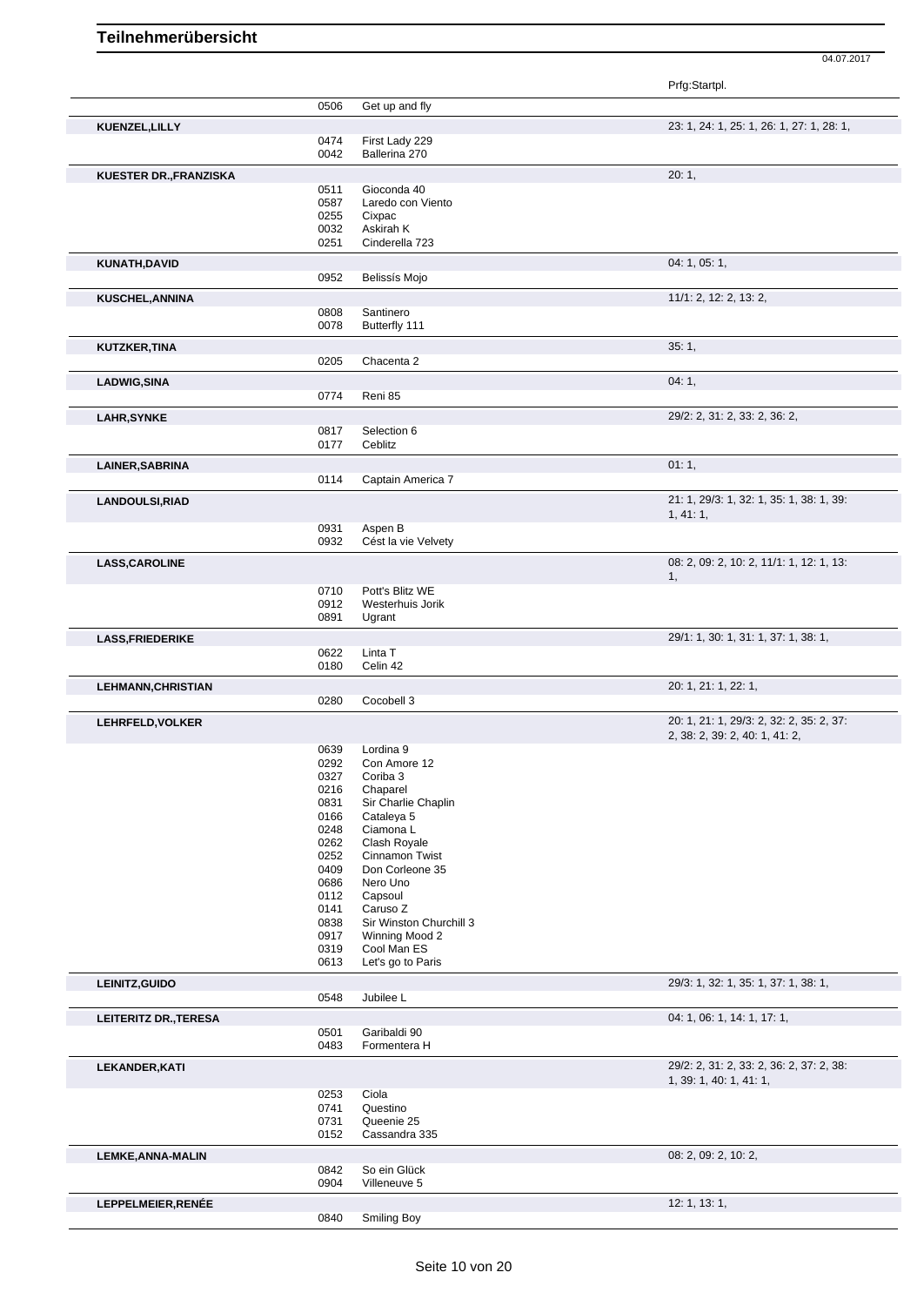## Teilnehmerübersicht

04.07.2017

| Name | Nr. | Pferd | Prfg:Startpl. |
|---|---|---|---|
| | 0506 | Get up and fly | |
| **KUENZEL,LILLY** | | | 23: 1, 24: 1, 25: 1, 26: 1, 27: 1, 28: 1, |
| | 0474 | First Lady 229 | |
| | 0042 | Ballerina 270 | |
| **KUESTER DR.,FRANZISKA** | | | 20: 1, |
| | 0511 | Gioconda 40 | |
| | 0587 | Laredo con Viento | |
| | 0255 | Cixpac | |
| | 0032 | Askirah K | |
| | 0251 | Cinderella 723 | |
| **KUNATH,DAVID** | | | 04: 1, 05: 1, |
| | 0952 | Belissís Mojo | |
| **KUSCHEL,ANNINA** | | | 11/1: 2, 12: 2, 13: 2, |
| | 0808 | Santinero | |
| | 0078 | Butterfly 111 | |
| **KUTZKER,TINA** | | | 35: 1, |
| | 0205 | Chacenta 2 | |
| **LADWIG,SINA** | | | 04: 1, |
| | 0774 | Reni 85 | |
| **LAHR,SYNKE** | | | 29/2: 2, 31: 2, 33: 2, 36: 2, |
| | 0817 | Selection 6 | |
| | 0177 | Ceblitz | |
| **LAINER,SABRINA** | | | 01: 1, |
| | 0114 | Captain America 7 | |
| **LANDOULSI,RIAD** | | | 21: 1, 29/3: 1, 32: 1, 35: 1, 38: 1, 39: 1, 41: 1, |
| | 0931 | Aspen B | |
| | 0932 | Cést la vie Velvety | |
| **LASS,CAROLINE** | | | 08: 2, 09: 2, 10: 2, 11/1: 1, 12: 1, 13: 1, |
| | 0710 | Pott's Blitz WE | |
| | 0912 | Westerhuis Jorik | |
| | 0891 | Ugrant | |
| **LASS,FRIEDERIKE** | | | 29/1: 1, 30: 1, 31: 1, 37: 1, 38: 1, |
| | 0622 | Linta T | |
| | 0180 | Celin 42 | |
| **LEHMANN,CHRISTIAN** | | | 20: 1, 21: 1, 22: 1, |
| | 0280 | Cocobell 3 | |
| **LEHRFELD,VOLKER** | | | 20: 1, 21: 1, 29/3: 2, 32: 2, 35: 2, 37: 2, 38: 2, 39: 2, 40: 1, 41: 2, |
| | 0639 | Lordina 9 | |
| | 0292 | Con Amore 12 | |
| | 0327 | Coriba 3 | |
| | 0216 | Chaparel | |
| | 0831 | Sir Charlie Chaplin | |
| | 0166 | Cataleya 5 | |
| | 0248 | Ciamona L | |
| | 0262 | Clash Royale | |
| | 0252 | Cinnamon Twist | |
| | 0409 | Don Corleone 35 | |
| | 0686 | Nero Uno | |
| | 0112 | Capsoul | |
| | 0141 | Caruso Z | |
| | 0838 | Sir Winston Churchill 3 | |
| | 0917 | Winning Mood 2 | |
| | 0319 | Cool Man ES | |
| | 0613 | Let's go to Paris | |
| **LEINITZ,GUIDO** | | | 29/3: 1, 32: 1, 35: 1, 37: 1, 38: 1, |
| | 0548 | Jubilee L | |
| **LEITERITZ DR.,TERESA** | | | 04: 1, 06: 1, 14: 1, 17: 1, |
| | 0501 | Garibaldi 90 | |
| | 0483 | Formentera H | |
| **LEKANDER,KATI** | | | 29/2: 2, 31: 2, 33: 2, 36: 2, 37: 2, 38: 1, 39: 1, 40: 1, 41: 1, |
| | 0253 | Ciola | |
| | 0741 | Questino | |
| | 0731 | Queenie 25 | |
| | 0152 | Cassandra 335 | |
| **LEMKE,ANNA-MALIN** | | | 08: 2, 09: 2, 10: 2, |
| | 0842 | So ein Glück | |
| | 0904 | Villeneuve 5 | |
| **LEPPELMEIER,RENÉE** | | | 12: 1, 13: 1, |
| | 0840 | Smiling Boy | |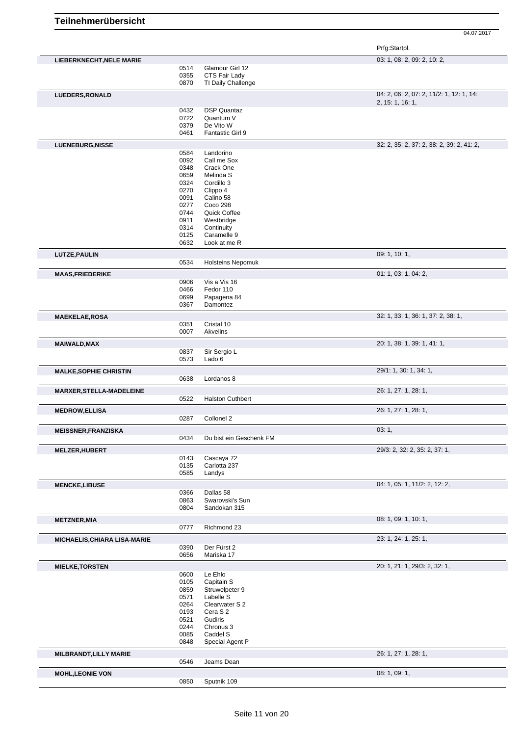# Teilnehmerübersicht

04.07.2017

| Teilnehmer | Nr. | Pferd | Prfg:Startpl. |
|---|---|---|---|
| **LIEBERKNECHT,NELE MARIE** | | | 03: 1, 08: 2, 09: 2, 10: 2, |
| | 0514 | Glamour Girl 12 | |
| | 0355 | CTS Fair Lady | |
| | 0870 | TI Daily Challenge | |
| **LUEDERS,RONALD** | | | 04: 2, 06: 2, 07: 2, 11/2: 1, 12: 1, 14: 2, 15: 1, 16: 1, |
| | 0432 | DSP Quantaz | |
| | 0722 | Quantum V | |
| | 0379 | De Vito W | |
| | 0461 | Fantastic Girl 9 | |
| **LUENEBURG,NISSE** | | | 32: 2, 35: 2, 37: 2, 38: 2, 39: 2, 41: 2, |
| | 0584 | Landorino | |
| | 0092 | Call me Sox | |
| | 0348 | Crack One | |
| | 0659 | Melinda S | |
| | 0324 | Cordillo 3 | |
| | 0270 | Clippo 4 | |
| | 0091 | Calino 58 | |
| | 0277 | Coco 298 | |
| | 0744 | Quick Coffee | |
| | 0911 | Westbridge | |
| | 0314 | Continuity | |
| | 0125 | Caramelle 9 | |
| | 0632 | Look at me R | |
| **LUTZE,PAULIN** | | | 09: 1, 10: 1, |
| | 0534 | Holsteins Nepomuk | |
| **MAAS,FRIEDERIKE** | | | 01: 1, 03: 1, 04: 2, |
| | 0906 | Vis a Vis 16 | |
| | 0466 | Fedor 110 | |
| | 0699 | Papagena 84 | |
| | 0367 | Damontez | |
| **MAEKELAE,ROSA** | | | 32: 1, 33: 1, 36: 1, 37: 2, 38: 1, |
| | 0351 | Cristal 10 | |
| | 0007 | Akvelins | |
| **MAIWALD,MAX** | | | 20: 1, 38: 1, 39: 1, 41: 1, |
| | 0837 | Sir Sergio L | |
| | 0573 | Lado 6 | |
| **MALKE,SOPHIE CHRISTIN** | | | 29/1: 1, 30: 1, 34: 1, |
| | 0638 | Lordanos 8 | |
| **MARXER,STELLA-MADELEINE** | | | 26: 1, 27: 1, 28: 1, |
| | 0522 | Halston Cuthbert | |
| **MEDROW,ELLISA** | | | 26: 1, 27: 1, 28: 1, |
| | 0287 | Collonel 2 | |
| **MEISSNER,FRANZISKA** | | | 03: 1, |
| | 0434 | Du bist ein Geschenk FM | |
| **MELZER,HUBERT** | | | 29/3: 2, 32: 2, 35: 2, 37: 1, |
| | 0143 | Cascaya 72 | |
| | 0135 | Carlotta 237 | |
| | 0585 | Landys | |
| **MENCKE,LIBUSE** | | | 04: 1, 05: 1, 11/2: 2, 12: 2, |
| | 0366 | Dallas 58 | |
| | 0863 | Swarovski's Sun | |
| | 0804 | Sandokan 315 | |
| **METZNER,MIA** | | | 08: 1, 09: 1, 10: 1, |
| | 0777 | Richmond 23 | |
| **MICHAELIS,CHIARA LISA-MARIE** | | | 23: 1, 24: 1, 25: 1, |
| | 0390 | Der Fürst 2 | |
| | 0656 | Mariska 17 | |
| **MIELKE,TORSTEN** | | | 20: 1, 21: 1, 29/3: 2, 32: 1, |
| | 0600 | Le Ehlo | |
| | 0105 | Capitain S | |
| | 0859 | Struwelpeter 9 | |
| | 0571 | Labelle S | |
| | 0264 | Clearwater S 2 | |
| | 0193 | Cera S 2 | |
| | 0521 | Gudiris | |
| | 0244 | Chronus 3 | |
| | 0085 | Caddel S | |
| | 0848 | Special Agent P | |
| **MILBRANDT,LILLY MARIE** | | | 26: 1, 27: 1, 28: 1, |
| | 0546 | Jeams Dean | |
| **MOHL,LEONIE VON** | | | 08: 1, 09: 1, |
| | 0850 | Sputnik 109 | |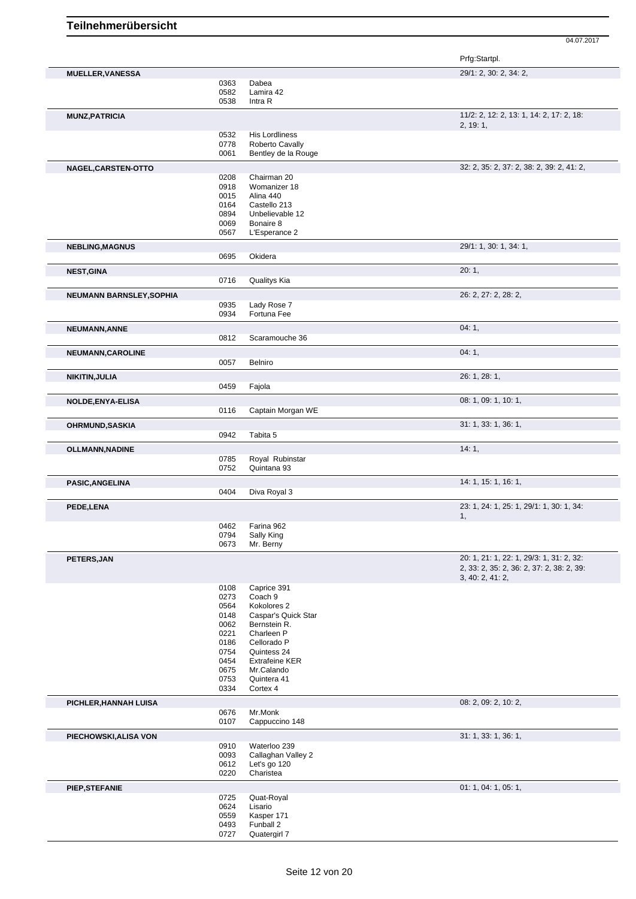# Teilnehmerübersicht

04.07.2017

| Teilnehmer | Nr. | Pferd | Prfg:Startpl. |
|---|---|---|---|
| **MUELLER,VANESSA** | | | 29/1: 2, 30: 2, 34: 2, |
| | 0363 | Dabea | |
| | 0582 | Lamira 42 | |
| | 0538 | Intra R | |
| **MUNZ,PATRICIA** | | | 11/2: 2, 12: 2, 13: 1, 14: 2, 17: 2, 18: 2, 19: 1, |
| | 0532 | His Lordliness | |
| | 0778 | Roberto Cavally | |
| | 0061 | Bentley de la Rouge | |
| **NAGEL,CARSTEN-OTTO** | | | 32: 2, 35: 2, 37: 2, 38: 2, 39: 2, 41: 2, |
| | 0208 | Chairman 20 | |
| | 0918 | Womanizer 18 | |
| | 0015 | Alina 440 | |
| | 0164 | Castello 213 | |
| | 0894 | Unbelievable 12 | |
| | 0069 | Bonaire 8 | |
| | 0567 | L'Esperance 2 | |
| **NEBLING,MAGNUS** | | | 29/1: 1, 30: 1, 34: 1, |
| | 0695 | Okidera | |
| **NEST,GINA** | | | 20: 1, |
| | 0716 | Qualitys Kia | |
| **NEUMANN BARNSLEY,SOPHIA** | | | 26: 2, 27: 2, 28: 2, |
| | 0935 | Lady Rose 7 | |
| | 0934 | Fortuna Fee | |
| **NEUMANN,ANNE** | | | 04: 1, |
| | 0812 | Scaramouche 36 | |
| **NEUMANN,CAROLINE** | | | 04: 1, |
| | 0057 | Belniro | |
| **NIKITIN,JULIA** | | | 26: 1, 28: 1, |
| | 0459 | Fajola | |
| **NOLDE,ENYA-ELISA** | | | 08: 1, 09: 1, 10: 1, |
| | 0116 | Captain Morgan WE | |
| **OHRMUND,SASKIA** | | | 31: 1, 33: 1, 36: 1, |
| | 0942 | Tabita 5 | |
| **OLLMANN,NADINE** | | | 14: 1, |
| | 0785 | Royal Rubinstar | |
| | 0752 | Quintana 93 | |
| **PASIC,ANGELINA** | | | 14: 1, 15: 1, 16: 1, |
| | 0404 | Diva Royal 3 | |
| **PEDE,LENA** | | | 23: 1, 24: 1, 25: 1, 29/1: 1, 30: 1, 34: 1, |
| | 0462 | Farina 962 | |
| | 0794 | Sally King | |
| | 0673 | Mr. Berny | |
| **PETERS,JAN** | | | 20: 1, 21: 1, 22: 1, 29/3: 1, 31: 2, 32: 2, 33: 2, 35: 2, 36: 2, 37: 2, 38: 2, 39: 3, 40: 2, 41: 2, |
| | 0108 | Caprice 391 | |
| | 0273 | Coach 9 | |
| | 0564 | Kokolores 2 | |
| | 0148 | Caspar's Quick Star | |
| | 0062 | Bernstein R. | |
| | 0221 | Charleen P | |
| | 0186 | Cellorado P | |
| | 0754 | Quintess 24 | |
| | 0454 | Extrafeine KER | |
| | 0675 | Mr.Calando | |
| | 0753 | Quintera 41 | |
| | 0334 | Cortex 4 | |
| **PICHLER,HANNAH LUISA** | | | 08: 2, 09: 2, 10: 2, |
| | 0676 | Mr.Monk | |
| | 0107 | Cappuccino 148 | |
| **PIECHOWSKI,ALISA VON** | | | 31: 1, 33: 1, 36: 1, |
| | 0910 | Waterloo 239 | |
| | 0093 | Callaghan Valley 2 | |
| | 0612 | Let's go 120 | |
| | 0220 | Charistea | |
| **PIEP,STEFANIE** | | | 01: 1, 04: 1, 05: 1, |
| | 0725 | Quat-Royal | |
| | 0624 | Lisario | |
| | 0559 | Kasper 171 | |
| | 0493 | Funball 2 | |
| | 0727 | Quatergirl 7 | |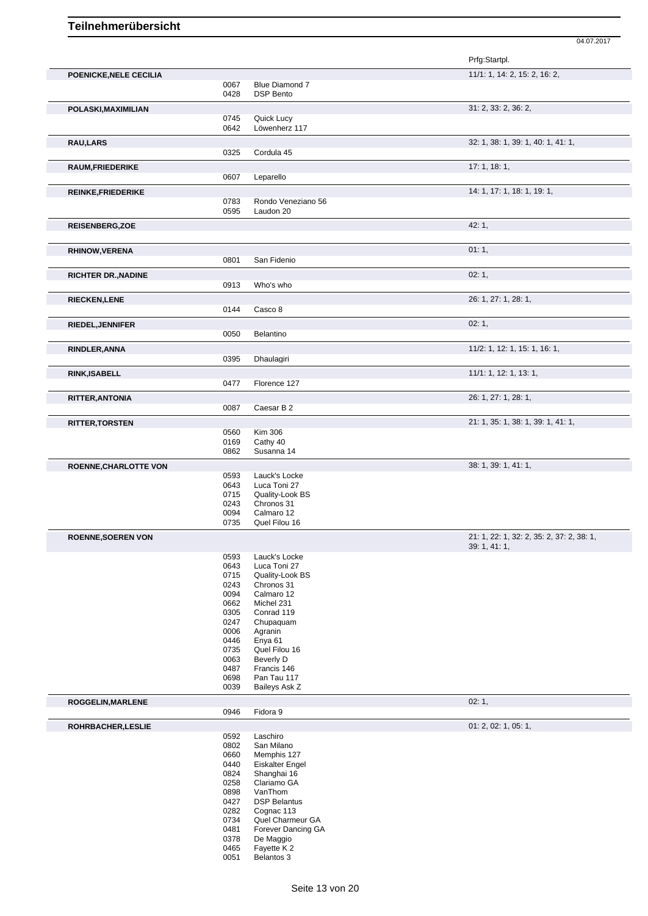# Teilnehmerübersicht

04.07.2017

| Name | Nr. | Pferd | Prfg:Startpl. |
|---|---|---|---|
| **POENICKE,NELE CECILIA** | | | 11/1: 1, 14: 2, 15: 2, 16: 2, |
| | 0067 | Blue Diamond 7 | |
| | 0428 | DSP Bento | |
| **POLASKI,MAXIMILIAN** | | | 31: 2, 33: 2, 36: 2, |
| | 0745 | Quick Lucy | |
| | 0642 | Löwenherz 117 | |
| **RAU,LARS** | | | 32: 1, 38: 1, 39: 1, 40: 1, 41: 1, |
| | 0325 | Cordula 45 | |
| **RAUM,FRIEDERIKE** | | | 17: 1, 18: 1, |
| | 0607 | Leparello | |
| **REINKE,FRIEDERIKE** | | | 14: 1, 17: 1, 18: 1, 19: 1, |
| | 0783 | Rondo Veneziano 56 | |
| | 0595 | Laudon 20 | |
| **REISENBERG,ZOE** | | | 42: 1, |
| **RHINOW,VERENA** | | | 01: 1, |
| | 0801 | San Fidenio | |
| **RICHTER DR.,NADINE** | | | 02: 1, |
| | 0913 | Who's who | |
| **RIECKEN,LENE** | | | 26: 1, 27: 1, 28: 1, |
| | 0144 | Casco 8 | |
| **RIEDEL,JENNIFER** | | | 02: 1, |
| | 0050 | Belantino | |
| **RINDLER,ANNA** | | | 11/2: 1, 12: 1, 15: 1, 16: 1, |
| | 0395 | Dhaulagiri | |
| **RINK,ISABELL** | | | 11/1: 1, 12: 1, 13: 1, |
| | 0477 | Florence 127 | |
| **RITTER,ANTONIA** | | | 26: 1, 27: 1, 28: 1, |
| | 0087 | Caesar B 2 | |
| **RITTER,TORSTEN** | | | 21: 1, 35: 1, 38: 1, 39: 1, 41: 1, |
| | 0560 | Kim 306 | |
| | 0169 | Cathy 40 | |
| | 0862 | Susanna 14 | |
| **ROENNE,CHARLOTTE VON** | | | 38: 1, 39: 1, 41: 1, |
| | 0593 | Lauck's Locke | |
| | 0643 | Luca Toni 27 | |
| | 0715 | Quality-Look BS | |
| | 0243 | Chronos 31 | |
| | 0094 | Calmaro 12 | |
| | 0735 | Quel Filou 16 | |
| **ROENNE,SOEREN VON** | | | 21: 1, 22: 1, 32: 2, 35: 2, 37: 2, 38: 1, 39: 1, 41: 1, |
| | 0593 | Lauck's Locke | |
| | 0643 | Luca Toni 27 | |
| | 0715 | Quality-Look BS | |
| | 0243 | Chronos 31 | |
| | 0094 | Calmaro 12 | |
| | 0662 | Michel 231 | |
| | 0305 | Conrad 119 | |
| | 0247 | Chupaquam | |
| | 0006 | Agranin | |
| | 0446 | Enya 61 | |
| | 0735 | Quel Filou 16 | |
| | 0063 | Beverly D | |
| | 0487 | Francis 146 | |
| | 0698 | Pan Tau 117 | |
| | 0039 | Baileys Ask Z | |
| **ROGGELIN,MARLENE** | | | 02: 1, |
| | 0946 | Fidora 9 | |
| **ROHRBACHER,LESLIE** | | | 01: 2, 02: 1, 05: 1, |
| | 0592 | Laschiro | |
| | 0802 | San Milano | |
| | 0660 | Memphis 127 | |
| | 0440 | Eiskalter Engel | |
| | 0824 | Shanghai 16 | |
| | 0258 | Clariamo GA | |
| | 0898 | VanThom | |
| | 0427 | DSP Belantus | |
| | 0282 | Cognac 113 | |
| | 0734 | Quel Charmeur GA | |
| | 0481 | Forever Dancing GA | |
| | 0378 | De Maggio | |
| | 0465 | Fayette K 2 | |
| | 0051 | Belantos 3 | |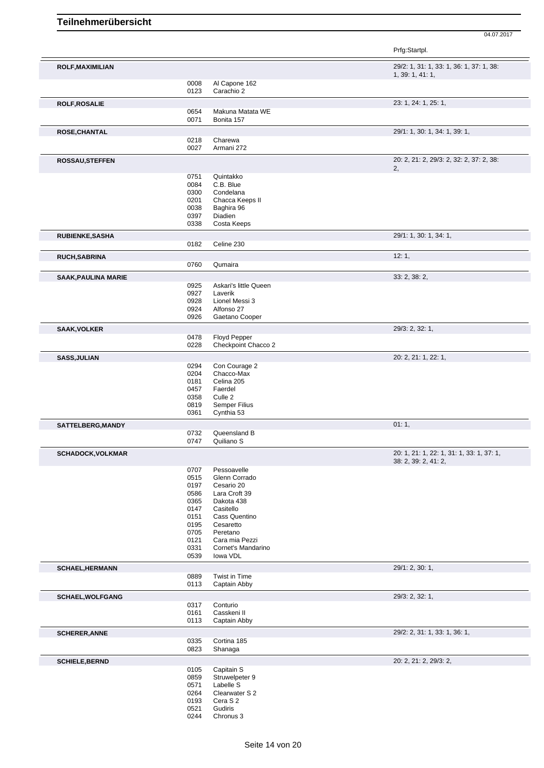# Teilnehmerübersicht

04.07.2017

| Name | Nr. | Pferd | Prfg:Startpl. |
|---|---|---|---|
| **ROLF,MAXIMILIAN** | | | 29/2: 1, 31: 1, 33: 1, 36: 1, 37: 1, 38: 1, 39: 1, 41: 1, |
| | 0008 | Al Capone 162 | |
| | 0123 | Carachio 2 | |
| **ROLF,ROSALIE** | | | 23: 1, 24: 1, 25: 1, |
| | 0654 | Makuna Matata WE | |
| | 0071 | Bonita 157 | |
| **ROSE,CHANTAL** | | | 29/1: 1, 30: 1, 34: 1, 39: 1, |
| | 0218 | Charewa | |
| | 0027 | Armani 272 | |
| **ROSSAU,STEFFEN** | | | 20: 2, 21: 2, 29/3: 2, 32: 2, 37: 2, 38: 2, |
| | 0751 | Quintakko | |
| | 0084 | C.B. Blue | |
| | 0300 | Condelana | |
| | 0201 | Chacca Keeps II | |
| | 0038 | Baghira 96 | |
| | 0397 | Diadien | |
| | 0338 | Costa Keeps | |
| **RUBIENKE,SASHA** | | | 29/1: 1, 30: 1, 34: 1, |
| | 0182 | Celine 230 | |
| **RUCH,SABRINA** | | | 12: 1, |
| | 0760 | Qumaira | |
| **SAAK,PAULINA MARIE** | | | 33: 2, 38: 2, |
| | 0925 | Askari's little Queen | |
| | 0927 | Laverik | |
| | 0928 | Lionel Messi 3 | |
| | 0924 | Alfonso 27 | |
| | 0926 | Gaetano Cooper | |
| **SAAK,VOLKER** | | | 29/3: 2, 32: 1, |
| | 0478 | Floyd Pepper | |
| | 0228 | Checkpoint Chacco 2 | |
| **SASS,JULIAN** | | | 20: 2, 21: 1, 22: 1, |
| | 0294 | Con Courage 2 | |
| | 0204 | Chacco-Max | |
| | 0181 | Celina 205 | |
| | 0457 | Faerdel | |
| | 0358 | Culle 2 | |
| | 0819 | Semper Filius | |
| | 0361 | Cynthia 53 | |
| **SATTELBERG,MANDY** | | | 01: 1, |
| | 0732 | Queensland B | |
| | 0747 | Quiliano S | |
| **SCHADOCK,VOLKMAR** | | | 20: 1, 21: 1, 22: 1, 31: 1, 33: 1, 37: 1, 38: 2, 39: 2, 41: 2, |
| | 0707 | Pessoavelle | |
| | 0515 | Glenn Corrado | |
| | 0197 | Cesario 20 | |
| | 0586 | Lara Croft 39 | |
| | 0365 | Dakota 438 | |
| | 0147 | Casitello | |
| | 0151 | Cass Quentino | |
| | 0195 | Cesaretto | |
| | 0705 | Peretano | |
| | 0121 | Cara mia Pezzi | |
| | 0331 | Cornet's Mandarino | |
| | 0539 | Iowa VDL | |
| **SCHAEL,HERMANN** | | | 29/1: 2, 30: 1, |
| | 0889 | Twist in Time | |
| | 0113 | Captain Abby | |
| **SCHAEL,WOLFGANG** | | | 29/3: 2, 32: 1, |
| | 0317 | Conturio | |
| | 0161 | Casskeni II | |
| | 0113 | Captain Abby | |
| **SCHERER,ANNE** | | | 29/2: 2, 31: 1, 33: 1, 36: 1, |
| | 0335 | Cortina 185 | |
| | 0823 | Shanaga | |
| **SCHIELE,BERND** | | | 20: 2, 21: 2, 29/3: 2, |
| | 0105 | Capitain S | |
| | 0859 | Struwelpeter 9 | |
| | 0571 | Labelle S | |
| | 0264 | Clearwater S 2 | |
| | 0193 | Cera S 2 | |
| | 0521 | Gudiris | |
| | 0244 | Chronus 3 | |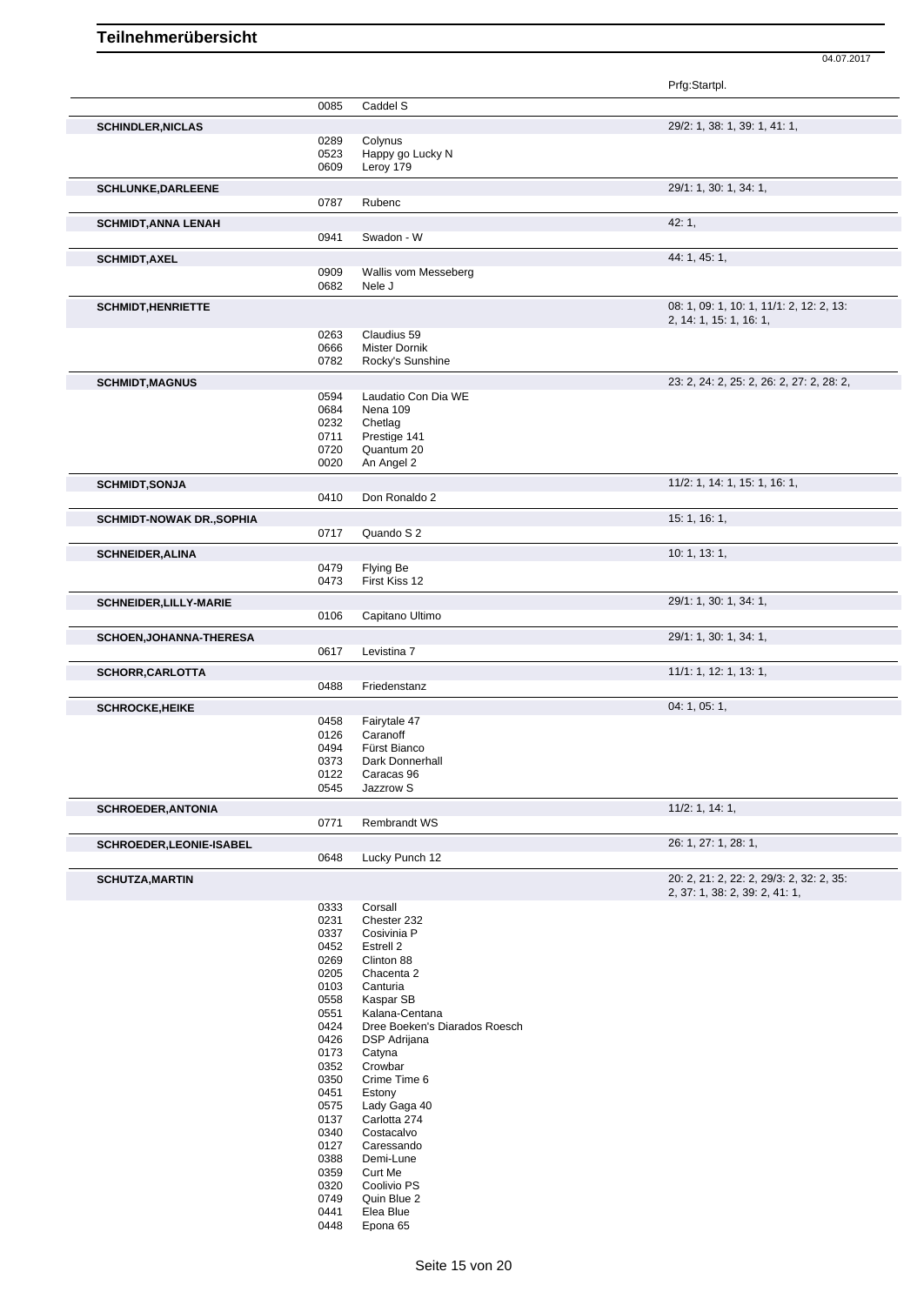# Teilnehmerübersicht

04.07.2017

| | | | Prfg:Startpl. |
|---|---|---|---|
| | 0085 | Caddel S | |
| **SCHINDLER,NICLAS** | | | 29/2: 1, 38: 1, 39: 1, 41: 1, |
| | 0289 | Colynus | |
| | 0523 | Happy go Lucky N | |
| | 0609 | Leroy 179 | |
| **SCHLUNKE,DARLEENE** | | | 29/1: 1, 30: 1, 34: 1, |
| | 0787 | Rubenc | |
| **SCHMIDT,ANNA LENAH** | | | 42: 1, |
| | 0941 | Swadon - W | |
| **SCHMIDT,AXEL** | | | 44: 1, 45: 1, |
| | 0909 | Wallis vom Messeberg | |
| | 0682 | Nele J | |
| **SCHMIDT,HENRIETTE** | | | 08: 1, 09: 1, 10: 1, 11/1: 2, 12: 2, 13: 2, 14: 1, 15: 1, 16: 1, |
| | 0263 | Claudius 59 | |
| | 0666 | Mister Dornik | |
| | 0782 | Rocky's Sunshine | |
| **SCHMIDT,MAGNUS** | | | 23: 2, 24: 2, 25: 2, 26: 2, 27: 2, 28: 2, |
| | 0594 | Laudatio Con Dia WE | |
| | 0684 | Nena 109 | |
| | 0232 | Chetlag | |
| | 0711 | Prestige 141 | |
| | 0720 | Quantum 20 | |
| | 0020 | An Angel 2 | |
| **SCHMIDT,SONJA** | | | 11/2: 1, 14: 1, 15: 1, 16: 1, |
| | 0410 | Don Ronaldo 2 | |
| **SCHMIDT-NOWAK DR.,SOPHIA** | | | 15: 1, 16: 1, |
| | 0717 | Quando S 2 | |
| **SCHNEIDER,ALINA** | | | 10: 1, 13: 1, |
| | 0479 | Flying Be | |
| | 0473 | First Kiss 12 | |
| **SCHNEIDER,LILLY-MARIE** | | | 29/1: 1, 30: 1, 34: 1, |
| | 0106 | Capitano Ultimo | |
| **SCHOEN,JOHANNA-THERESA** | | | 29/1: 1, 30: 1, 34: 1, |
| | 0617 | Levistina 7 | |
| **SCHORR,CARLOTTA** | | | 11/1: 1, 12: 1, 13: 1, |
| | 0488 | Friedenstanz | |
| **SCHROCKE,HEIKE** | | | 04: 1, 05: 1, |
| | 0458 | Fairytale 47 | |
| | 0126 | Caranoff | |
| | 0494 | Fürst Bianco | |
| | 0373 | Dark Donnerhall | |
| | 0122 | Caracas 96 | |
| | 0545 | Jazzrow S | |
| **SCHROEDER,ANTONIA** | | | 11/2: 1, 14: 1, |
| | 0771 | Rembrandt WS | |
| **SCHROEDER,LEONIE-ISABEL** | | | 26: 1, 27: 1, 28: 1, |
| | 0648 | Lucky Punch 12 | |
| **SCHUTZA,MARTIN** | | | 20: 2, 21: 2, 22: 2, 29/3: 2, 32: 2, 35: 2, 37: 1, 38: 2, 39: 2, 41: 1, |
| | 0333 | Corsall | |
| | 0231 | Chester 232 | |
| | 0337 | Cosivinia P | |
| | 0452 | Estrell 2 | |
| | 0269 | Clinton 88 | |
| | 0205 | Chacenta 2 | |
| | 0103 | Canturia | |
| | 0558 | Kaspar SB | |
| | 0551 | Kalana-Centana | |
| | 0424 | Dree Boeken's Diarados Roesch | |
| | 0426 | DSP Adrijana | |
| | 0173 | Catyna | |
| | 0352 | Crowbar | |
| | 0350 | Crime Time 6 | |
| | 0451 | Estony | |
| | 0575 | Lady Gaga 40 | |
| | 0137 | Carlotta 274 | |
| | 0340 | Costacalvo | |
| | 0127 | Caressando | |
| | 0388 | Demi-Lune | |
| | 0359 | Curt Me | |
| | 0320 | Coolivio PS | |
| | 0749 | Quin Blue 2 | |
| | 0441 | Elea Blue | |
| | 0448 | Epona 65 | |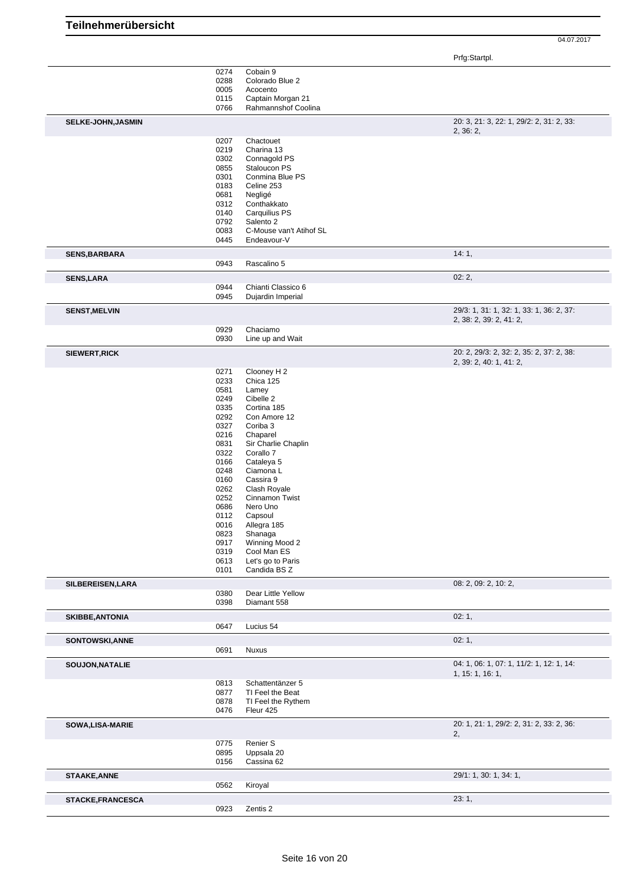# Teilnehmerübersicht

04.07.2017

| | | | Prfg:Startpl. |
|---|---|---|---|
| | 0274 | Cobain 9 | |
| | 0288 | Colorado Blue 2 | |
| | 0005 | Acocento | |
| | 0115 | Captain Morgan 21 | |
| | 0766 | Rahmannshof Coolina | |
| **SELKE-JOHN,JASMIN** | | | 20: 3, 21: 3, 22: 1, 29/2: 2, 31: 2, 33: 2, 36: 2, |
| | 0207 | Chactouet | |
| | 0219 | Charina 13 | |
| | 0302 | Connagold PS | |
| | 0855 | Staloucon PS | |
| | 0301 | Conmina Blue PS | |
| | 0183 | Celine 253 | |
| | 0681 | Negligé | |
| | 0312 | Conthakkato | |
| | 0140 | Carquilius PS | |
| | 0792 | Salento 2 | |
| | 0083 | C-Mouse van't Atihof SL | |
| | 0445 | Endeavour-V | |
| **SENS,BARBARA** | | | 14: 1, |
| | 0943 | Rascalino 5 | |
| **SENS,LARA** | | | 02: 2, |
| | 0944 | Chianti Classico 6 | |
| | 0945 | Dujardin Imperial | |
| **SENST,MELVIN** | | | 29/3: 1, 31: 1, 32: 1, 33: 1, 36: 2, 37: 2, 38: 2, 39: 2, 41: 2, |
| | 0929 | Chaciamo | |
| | 0930 | Line up and Wait | |
| **SIEWERT,RICK** | | | 20: 2, 29/3: 2, 32: 2, 35: 2, 37: 2, 38: 2, 39: 2, 40: 1, 41: 2, |
| | 0271 | Clooney H 2 | |
| | 0233 | Chica 125 | |
| | 0581 | Lamey | |
| | 0249 | Cibelle 2 | |
| | 0335 | Cortina 185 | |
| | 0292 | Con Amore 12 | |
| | 0327 | Coriba 3 | |
| | 0216 | Chaparel | |
| | 0831 | Sir Charlie Chaplin | |
| | 0322 | Corallo 7 | |
| | 0166 | Cataleya 5 | |
| | 0248 | Ciamona L | |
| | 0160 | Cassira 9 | |
| | 0262 | Clash Royale | |
| | 0252 | Cinnamon Twist | |
| | 0686 | Nero Uno | |
| | 0112 | Capsoul | |
| | 0016 | Allegra 185 | |
| | 0823 | Shanaga | |
| | 0917 | Winning Mood 2 | |
| | 0319 | Cool Man ES | |
| | 0613 | Let's go to Paris | |
| | 0101 | Candida BS Z | |
| **SILBEREISEN,LARA** | | | 08: 2, 09: 2, 10: 2, |
| | 0380 | Dear Little Yellow | |
| | 0398 | Diamant 558 | |
| **SKIBBE,ANTONIA** | | | 02: 1, |
| | 0647 | Lucius 54 | |
| **SONTOWSKI,ANNE** | | | 02: 1, |
| | 0691 | Nuxus | |
| **SOUJON,NATALIE** | | | 04: 1, 06: 1, 07: 1, 11/2: 1, 12: 1, 14: 1, 15: 1, 16: 1, |
| | 0813 | Schattentänzer 5 | |
| | 0877 | TI Feel the Beat | |
| | 0878 | TI Feel the Rythem | |
| | 0476 | Fleur 425 | |
| **SOWA,LISA-MARIE** | | | 20: 1, 21: 1, 29/2: 2, 31: 2, 33: 2, 36: 2, |
| | 0775 | Renier S | |
| | 0895 | Uppsala 20 | |
| | 0156 | Cassina 62 | |
| **STAAKE,ANNE** | | | 29/1: 1, 30: 1, 34: 1, |
| | 0562 | Kiroyal | |
| **STACKE,FRANCESCA** | | | 23: 1, |
| | 0923 | Zentis 2 | |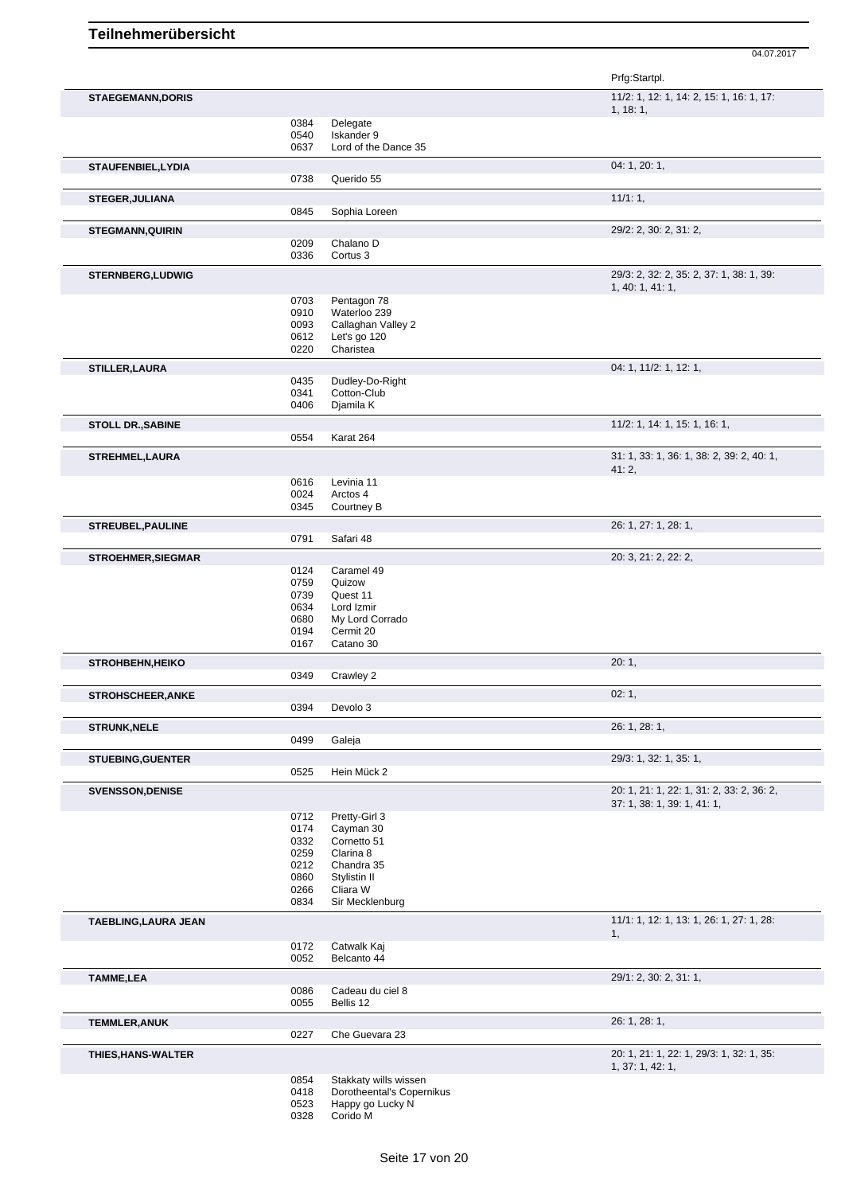# Teilnehmerübersicht

04.07.2017

| Teilnehmer | Nr. | Pferd | Prfg:Startpl. |
|---|---|---|---|
| **STAEGEMANN,DORIS** | | | 11/2: 1, 12: 1, 14: 2, 15: 1, 16: 1, 17: 1, 18: 1, |
| | 0384 | Delegate | |
| | 0540 | Iskander 9 | |
| | 0637 | Lord of the Dance 35 | |
| **STAUFENBIEL,LYDIA** | | | 04: 1, 20: 1, |
| | 0738 | Querido 55 | |
| **STEGER,JULIANA** | | | 11/1: 1, |
| | 0845 | Sophia Loreen | |
| **STEGMANN,QUIRIN** | | | 29/2: 2, 30: 2, 31: 2, |
| | 0209 | Chalano D | |
| | 0336 | Cortus 3 | |
| **STERNBERG,LUDWIG** | | | 29/3: 2, 32: 2, 35: 2, 37: 1, 38: 1, 39: 1, 40: 1, 41: 1, |
| | 0703 | Pentagon 78 | |
| | 0910 | Waterloo 239 | |
| | 0093 | Callaghan Valley 2 | |
| | 0612 | Let's go 120 | |
| | 0220 | Charistea | |
| **STILLER,LAURA** | | | 04: 1, 11/2: 1, 12: 1, |
| | 0435 | Dudley-Do-Right | |
| | 0341 | Cotton-Club | |
| | 0406 | Djamila K | |
| **STOLL DR.,SABINE** | | | 11/2: 1, 14: 1, 15: 1, 16: 1, |
| | 0554 | Karat 264 | |
| **STREHMEL,LAURA** | | | 31: 1, 33: 1, 36: 1, 38: 2, 39: 2, 40: 1, 41: 2, |
| | 0616 | Levinia 11 | |
| | 0024 | Arctos 4 | |
| | 0345 | Courtney B | |
| **STREUBEL,PAULINE** | | | 26: 1, 27: 1, 28: 1, |
| | 0791 | Safari 48 | |
| **STROEHMER,SIEGMAR** | | | 20: 3, 21: 2, 22: 2, |
| | 0124 | Caramel 49 | |
| | 0759 | Quizow | |
| | 0739 | Quest 11 | |
| | 0634 | Lord Izmir | |
| | 0680 | My Lord Corrado | |
| | 0194 | Cermit 20 | |
| | 0167 | Catano 30 | |
| **STROHBEHN,HEIKO** | | | 20: 1, |
| | 0349 | Crawley 2 | |
| **STROHSCHEER,ANKE** | | | 02: 1, |
| | 0394 | Devolo 3 | |
| **STRUNK,NELE** | | | 26: 1, 28: 1, |
| | 0499 | Galeja | |
| **STUEBING,GUENTER** | | | 29/3: 1, 32: 1, 35: 1, |
| | 0525 | Hein Mück 2 | |
| **SVENSSON,DENISE** | | | 20: 1, 21: 1, 22: 1, 31: 2, 33: 2, 36: 2, 37: 1, 38: 1, 39: 1, 41: 1, |
| | 0712 | Pretty-Girl 3 | |
| | 0174 | Cayman 30 | |
| | 0332 | Cornetto 51 | |
| | 0259 | Clarina 8 | |
| | 0212 | Chandra 35 | |
| | 0860 | Stylistin II | |
| | 0266 | Cliara W | |
| | 0834 | Sir Mecklenburg | |
| **TAEBLING,LAURA JEAN** | | | 11/1: 1, 12: 1, 13: 1, 26: 1, 27: 1, 28: 1, |
| | 0172 | Catwalk Kaj | |
| | 0052 | Belcanto 44 | |
| **TAMME,LEA** | | | 29/1: 2, 30: 2, 31: 1, |
| | 0086 | Cadeau du ciel 8 | |
| | 0055 | Bellis 12 | |
| **TEMMLER,ANUK** | | | 26: 1, 28: 1, |
| | 0227 | Che Guevara 23 | |
| **THIES,HANS-WALTER** | | | 20: 1, 21: 1, 22: 1, 29/3: 1, 32: 1, 35: 1, 37: 1, 42: 1, |
| | 0854 | Stakkaty wills wissen | |
| | 0418 | Dorotheental's Copernikus | |
| | 0523 | Happy go Lucky N | |
| | 0328 | Corido M | |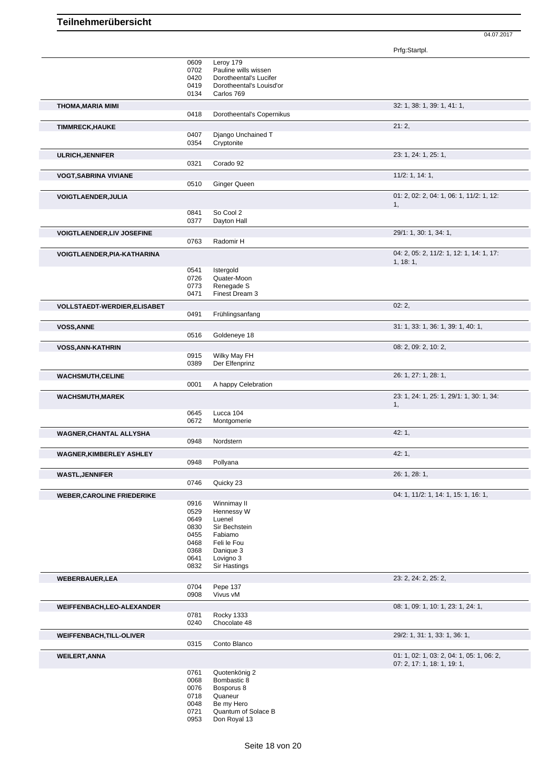# Teilnehmerübersicht

04.07.2017

| Name | Nr. | Pferd | Prfg:Startpl. |
|---|---|---|---|
| | 0609 | Leroy 179 | |
| | 0702 | Pauline wills wissen | |
| | 0420 | Dorotheental's Lucifer | |
| | 0419 | Dorotheental's Louisd'or | |
| | 0134 | Carlos 769 | |
| **THOMA,MARIA MIMI** | | | 32: 1, 38: 1, 39: 1, 41: 1, |
| | 0418 | Dorotheental's Copernikus | |
| **TIMMRECK,HAUKE** | | | 21: 2, |
| | 0407 | Django Unchained T | |
| | 0354 | Cryptonite | |
| **ULRICH,JENNIFER** | | | 23: 1, 24: 1, 25: 1, |
| | 0321 | Corado 92 | |
| **VOGT,SABRINA VIVIANE** | | | 11/2: 1, 14: 1, |
| | 0510 | Ginger Queen | |
| **VOIGTLAENDER,JULIA** | | | 01: 2, 02: 2, 04: 1, 06: 1, 11/2: 1, 12: 1, |
| | 0841 | So Cool 2 | |
| | 0377 | Dayton Hall | |
| **VOIGTLAENDER,LIV JOSEFINE** | | | 29/1: 1, 30: 1, 34: 1, |
| | 0763 | Radomir H | |
| **VOIGTLAENDER,PIA-KATHARINA** | | | 04: 2, 05: 2, 11/2: 1, 12: 1, 14: 1, 17: 1, 18: 1, |
| | 0541 | Istergold | |
| | 0726 | Quater-Moon | |
| | 0773 | Renegade S | |
| | 0471 | Finest Dream 3 | |
| **VOLLSTAEDT-WERDIER,ELISABET** | | | 02: 2, |
| | 0491 | Frühlingsanfang | |
| **VOSS,ANNE** | | | 31: 1, 33: 1, 36: 1, 39: 1, 40: 1, |
| | 0516 | Goldeneye 18 | |
| **VOSS,ANN-KATHRIN** | | | 08: 2, 09: 2, 10: 2, |
| | 0915 | Wilky May FH | |
| | 0389 | Der Elfenprinz | |
| **WACHSMUTH,CELINE** | | | 26: 1, 27: 1, 28: 1, |
| | 0001 | A happy Celebration | |
| **WACHSMUTH,MAREK** | | | 23: 1, 24: 1, 25: 1, 29/1: 1, 30: 1, 34: 1, |
| | 0645 | Lucca 104 | |
| | 0672 | Montgomerie | |
| **WAGNER,CHANTAL ALLYSHA** | | | 42: 1, |
| | 0948 | Nordstern | |
| **WAGNER,KIMBERLEY ASHLEY** | | | 42: 1, |
| | 0948 | Pollyana | |
| **WASTL,JENNIFER** | | | 26: 1, 28: 1, |
| | 0746 | Quicky 23 | |
| **WEBER,CAROLINE FRIEDERIKE** | | | 04: 1, 11/2: 1, 14: 1, 15: 1, 16: 1, |
| | 0916 | Winnimay II | |
| | 0529 | Hennessy W | |
| | 0649 | Luenel | |
| | 0830 | Sir Bechstein | |
| | 0455 | Fabiamo | |
| | 0468 | Feli le Fou | |
| | 0368 | Danique 3 | |
| | 0641 | Lovigno 3 | |
| | 0832 | Sir Hastings | |
| **WEBERBAUER,LEA** | | | 23: 2, 24: 2, 25: 2, |
| | 0704 | Pepe 137 | |
| | 0908 | Vivus vM | |
| **WEIFFENBACH,LEO-ALEXANDER** | | | 08: 1, 09: 1, 10: 1, 23: 1, 24: 1, |
| | 0781 | Rocky 1333 | |
| | 0240 | Chocolate 48 | |
| **WEIFFENBACH,TILL-OLIVER** | | | 29/2: 1, 31: 1, 33: 1, 36: 1, |
| | 0315 | Conto Blanco | |
| **WEILERT,ANNA** | | | 01: 1, 02: 1, 03: 2, 04: 1, 05: 1, 06: 2, 07: 2, 17: 1, 18: 1, 19: 1, |
| | 0761 | Quotenkönig 2 | |
| | 0068 | Bombastic 8 | |
| | 0076 | Bosporus 8 | |
| | 0718 | Quaneur | |
| | 0048 | Be my Hero | |
| | 0721 | Quantum of Solace B | |
| | 0953 | Don Royal 13 | |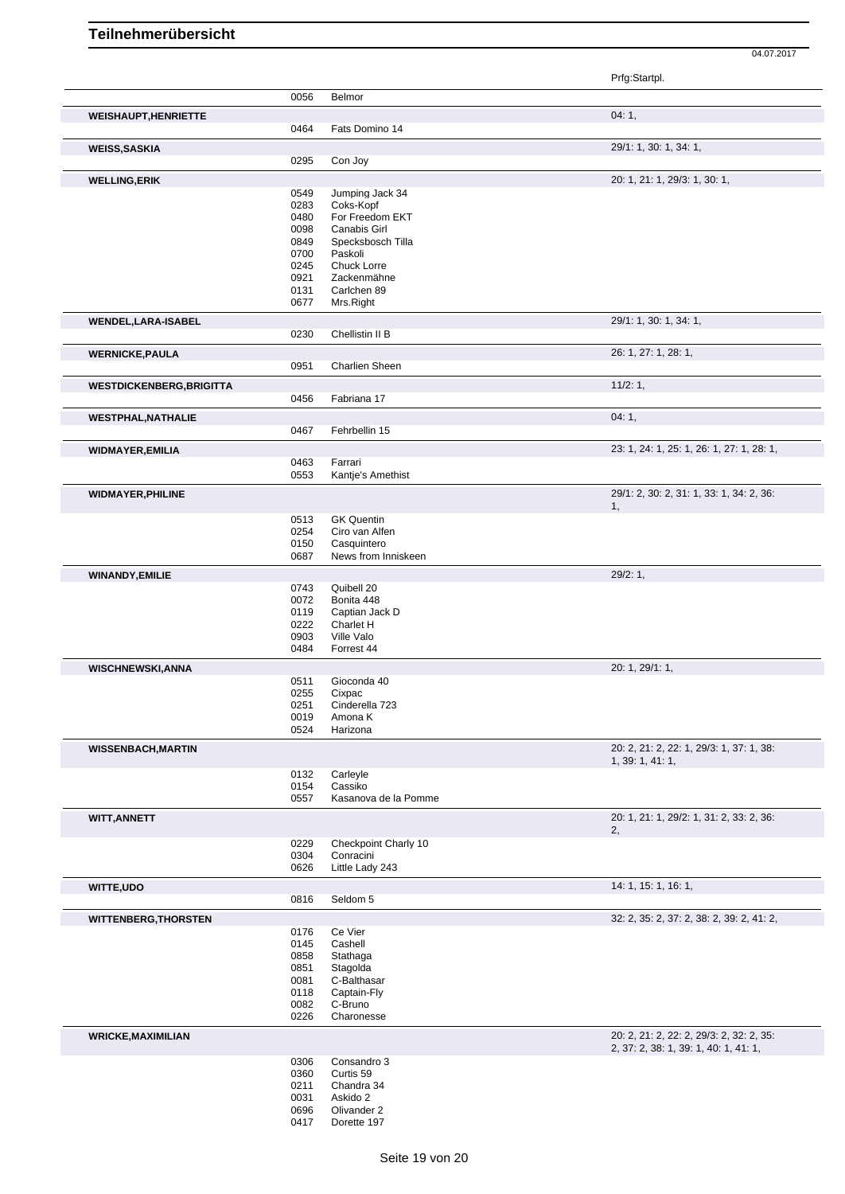# Teilnehmerübersicht

04.07.2017

| | | | Prfg:Startpl. |
|---|---|---|---|
| | 0056 | Belmor | |
| **WEISHAUPT,HENRIETTE** | | | 04: 1, |
| | 0464 | Fats Domino 14 | |
| **WEISS,SASKIA** | | | 29/1: 1, 30: 1, 34: 1, |
| | 0295 | Con Joy | |
| **WELLING,ERIK** | | | 20: 1, 21: 1, 29/3: 1, 30: 1, |
| | 0549 | Jumping Jack 34 | |
| | 0283 | Coks-Kopf | |
| | 0480 | For Freedom EKT | |
| | 0098 | Canabis Girl | |
| | 0849 | Specksbosch Tilla | |
| | 0700 | Paskoli | |
| | 0245 | Chuck Lorre | |
| | 0921 | Zackenmähne | |
| | 0131 | Carlchen 89 | |
| | 0677 | Mrs.Right | |
| **WENDEL,LARA-ISABEL** | | | 29/1: 1, 30: 1, 34: 1, |
| | 0230 | Chellistin II B | |
| **WERNICKE,PAULA** | | | 26: 1, 27: 1, 28: 1, |
| | 0951 | Charlien Sheen | |
| **WESTDICKENBERG,BRIGITTA** | | | 11/2: 1, |
| | 0456 | Fabriana 17 | |
| **WESTPHAL,NATHALIE** | | | 04: 1, |
| | 0467 | Fehrbellin 15 | |
| **WIDMAYER,EMILIA** | | | 23: 1, 24: 1, 25: 1, 26: 1, 27: 1, 28: 1, |
| | 0463 | Farrari | |
| | 0553 | Kantje's Amethist | |
| **WIDMAYER,PHILINE** | | | 29/1: 2, 30: 2, 31: 1, 33: 1, 34: 2, 36: 1, |
| | 0513 | GK Quentin | |
| | 0254 | Ciro van Alfen | |
| | 0150 | Casquintero | |
| | 0687 | News from Inniskeen | |
| **WINANDY,EMILIE** | | | 29/2: 1, |
| | 0743 | Quibell 20 | |
| | 0072 | Bonita 448 | |
| | 0119 | Captian Jack D | |
| | 0222 | Charlet H | |
| | 0903 | Ville Valo | |
| | 0484 | Forrest 44 | |
| **WISCHNEWSKI,ANNA** | | | 20: 1, 29/1: 1, |
| | 0511 | Gioconda 40 | |
| | 0255 | Cixpac | |
| | 0251 | Cinderella 723 | |
| | 0019 | Amona K | |
| | 0524 | Harizona | |
| **WISSENBACH,MARTIN** | | | 20: 2, 21: 2, 22: 1, 29/3: 1, 37: 1, 38: 1, 39: 1, 41: 1, |
| | 0132 | Carleyle | |
| | 0154 | Cassiko | |
| | 0557 | Kasanova de la Pomme | |
| **WITT,ANNETT** | | | 20: 1, 21: 1, 29/2: 1, 31: 2, 33: 2, 36: 2, |
| | 0229 | Checkpoint Charly 10 | |
| | 0304 | Conracini | |
| | 0626 | Little Lady 243 | |
| **WITTE,UDO** | | | 14: 1, 15: 1, 16: 1, |
| | 0816 | Seldom 5 | |
| **WITTENBERG,THORSTEN** | | | 32: 2, 35: 2, 37: 2, 38: 2, 39: 2, 41: 2, |
| | 0176 | Ce Vier | |
| | 0145 | Cashell | |
| | 0858 | Stathaga | |
| | 0851 | Stagolda | |
| | 0081 | C-Balthasar | |
| | 0118 | Captain-Fly | |
| | 0082 | C-Bruno | |
| | 0226 | Charonesse | |
| **WRICKE,MAXIMILIAN** | | | 20: 2, 21: 2, 22: 2, 29/3: 2, 32: 2, 35: 2, 37: 2, 38: 1, 39: 1, 40: 1, 41: 1, |
| | 0306 | Consandro 3 | |
| | 0360 | Curtis 59 | |
| | 0211 | Chandra 34 | |
| | 0031 | Askido 2 | |
| | 0696 | Olivander 2 | |
| | 0417 | Dorette 197 | |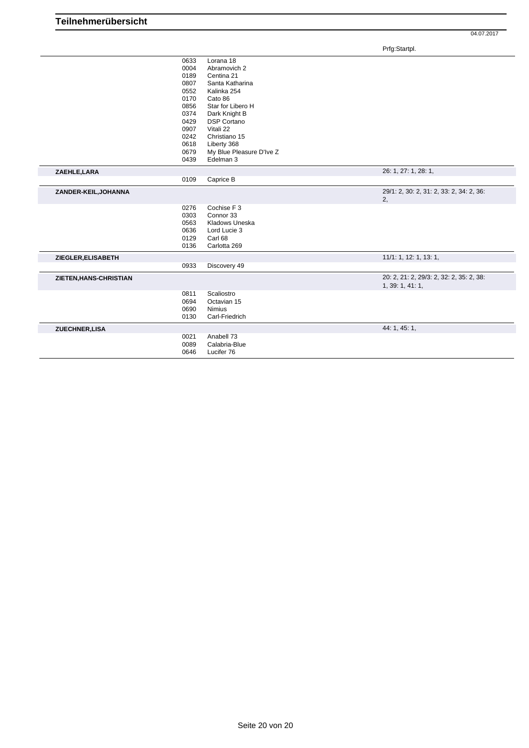## Teilnehmerübersicht

04.07.2017

| | | | Prfg:Startpl. |
|---|---|---|---|
| | 0633 | Lorana 18 | |
| | 0004 | Abramovich 2 | |
| | 0189 | Centina 21 | |
| | 0807 | Santa Katharina | |
| | 0552 | Kalinka 254 | |
| | 0170 | Cato 86 | |
| | 0856 | Star for Libero H | |
| | 0374 | Dark Knight B | |
| | 0429 | DSP Cortano | |
| | 0907 | Vitali 22 | |
| | 0242 | Christiano 15 | |
| | 0618 | Liberty 368 | |
| | 0679 | My Blue Pleasure D'Ive Z | |
| | 0439 | Edelman 3 | |
| **ZAEHLE,LARA** | | | 26: 1, 27: 1, 28: 1, |
| | 0109 | Caprice B | |
| **ZANDER-KEIL,JOHANNA** | | | 29/1: 2, 30: 2, 31: 2, 33: 2, 34: 2, 36: 2, |
| | 0276 | Cochise F 3 | |
| | 0303 | Connor 33 | |
| | 0563 | Kladows Uneska | |
| | 0636 | Lord Lucie 3 | |
| | 0129 | Carl 68 | |
| | 0136 | Carlotta 269 | |
| **ZIEGLER,ELISABETH** | | | 11/1: 1, 12: 1, 13: 1, |
| | 0933 | Discovery 49 | |
| **ZIETEN,HANS-CHRISTIAN** | | | 20: 2, 21: 2, 29/3: 2, 32: 2, 35: 2, 38: 1, 39: 1, 41: 1, |
| | 0811 | Scaliostro | |
| | 0694 | Octavian 15 | |
| | 0690 | Nimius | |
| | 0130 | Carl-Friedrich | |
| **ZUECHNER,LISA** | | | 44: 1, 45: 1, |
| | 0021 | Anabell 73 | |
| | 0089 | Calabria-Blue | |
| | 0646 | Lucifer 76 | |